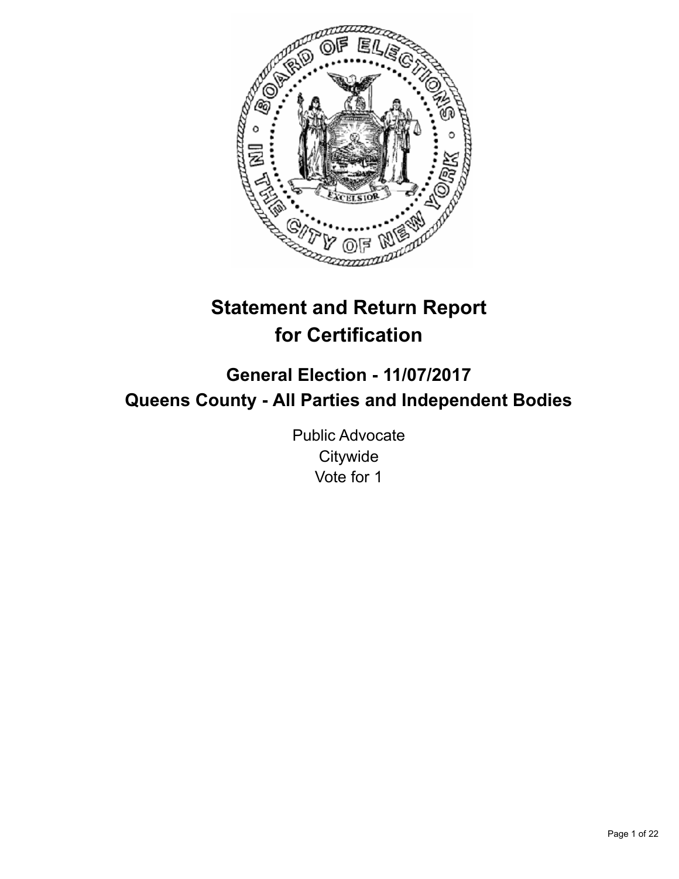# Statement and Return Report for Certification

## General Election - 11/07/2017
## Queens County - All Parties and Independent Bodies

Public Advocate
Citywide
Vote for 1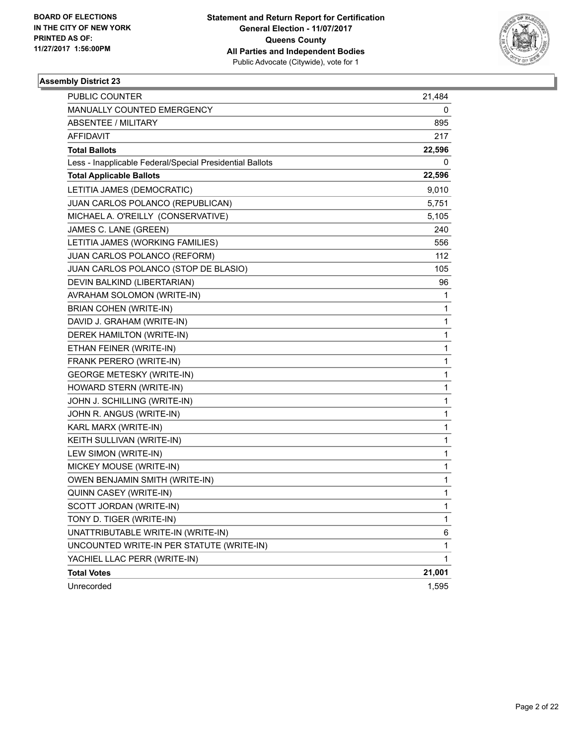**BOARD OF ELECTIONS IN THE CITY OF NEW YORK PRINTED AS OF: 11/27/2017 1:56:00PM**

# Statement and Return Report for Certification
## General Election - 11/07/2017
## Queens County
## All Parties and Independent Bodies
Public Advocate (Citywide), vote for 1

### Assembly District 23

| | |
|---|---|
| PUBLIC COUNTER | 21,484 |
| MANUALLY COUNTED EMERGENCY | 0 |
| ABSENTEE / MILITARY | 895 |
| AFFIDAVIT | 217 |
| **Total Ballots** | **22,596** |
| Less - Inapplicable Federal/Special Presidential Ballots | 0 |
| **Total Applicable Ballots** | **22,596** |
| LETITIA JAMES (DEMOCRATIC) | 9,010 |
| JUAN CARLOS POLANCO (REPUBLICAN) | 5,751 |
| MICHAEL A. O'REILLY (CONSERVATIVE) | 5,105 |
| JAMES C. LANE (GREEN) | 240 |
| LETITIA JAMES (WORKING FAMILIES) | 556 |
| JUAN CARLOS POLANCO (REFORM) | 112 |
| JUAN CARLOS POLANCO (STOP DE BLASIO) | 105 |
| DEVIN BALKIND (LIBERTARIAN) | 96 |
| AVRAHAM SOLOMON (WRITE-IN) | 1 |
| BRIAN COHEN (WRITE-IN) | 1 |
| DAVID J. GRAHAM (WRITE-IN) | 1 |
| DEREK HAMILTON (WRITE-IN) | 1 |
| ETHAN FEINER (WRITE-IN) | 1 |
| FRANK PERERO (WRITE-IN) | 1 |
| GEORGE METESKY (WRITE-IN) | 1 |
| HOWARD STERN (WRITE-IN) | 1 |
| JOHN J. SCHILLING (WRITE-IN) | 1 |
| JOHN R. ANGUS (WRITE-IN) | 1 |
| KARL MARX (WRITE-IN) | 1 |
| KEITH SULLIVAN (WRITE-IN) | 1 |
| LEW SIMON (WRITE-IN) | 1 |
| MICKEY MOUSE (WRITE-IN) | 1 |
| OWEN BENJAMIN SMITH (WRITE-IN) | 1 |
| QUINN CASEY (WRITE-IN) | 1 |
| SCOTT JORDAN (WRITE-IN) | 1 |
| TONY D. TIGER (WRITE-IN) | 1 |
| UNATTRIBUTABLE WRITE-IN (WRITE-IN) | 6 |
| UNCOUNTED WRITE-IN PER STATUTE (WRITE-IN) | 1 |
| YACHIEL LLAC PERR (WRITE-IN) | 1 |
| **Total Votes** | **21,001** |
| Unrecorded | 1,595 |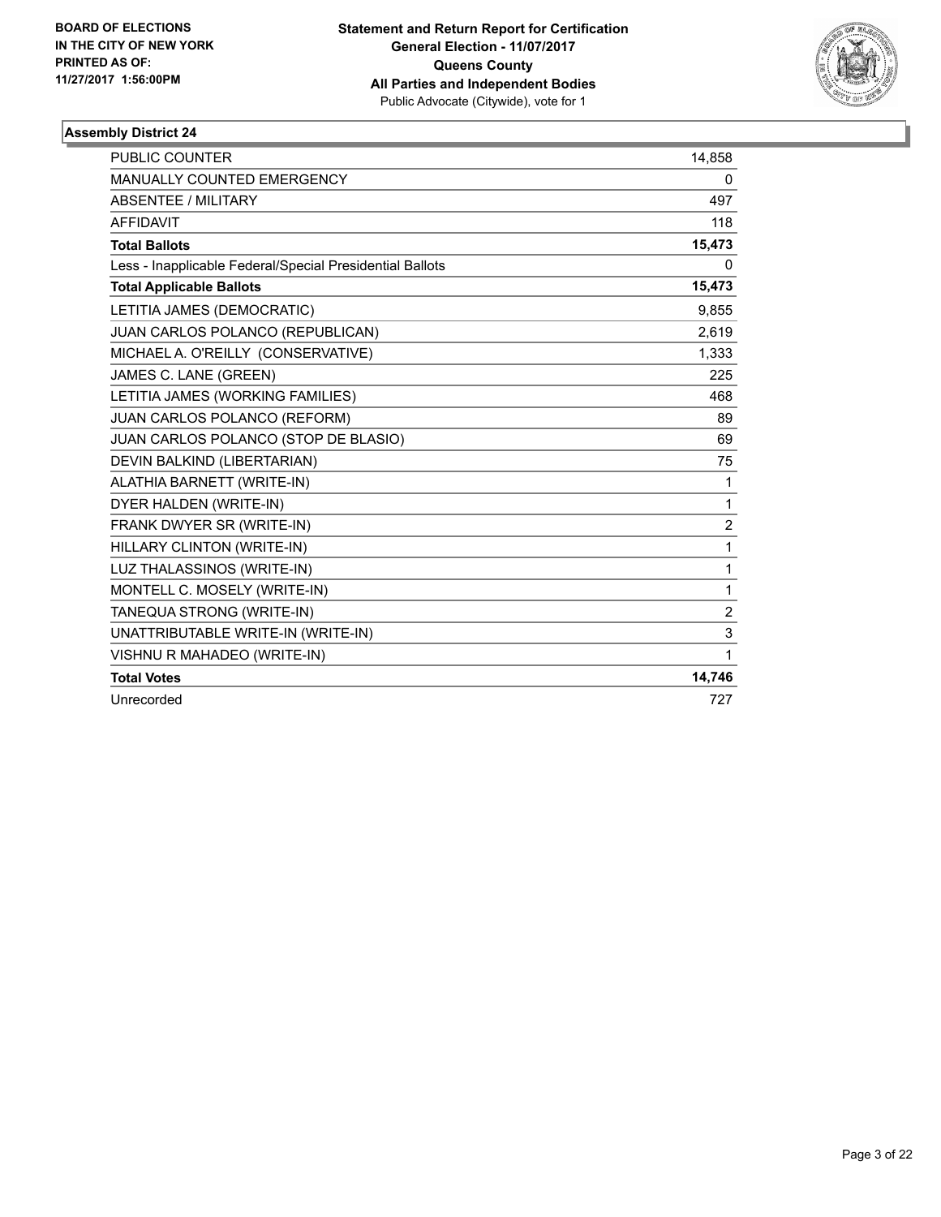BOARD OF ELECTIONS
IN THE CITY OF NEW YORK
PRINTED AS OF:
11/27/2017 1:56:00PM

**Statement and Return Report for Certification**
**General Election - 11/07/2017**
**Queens County**
**All Parties and Independent Bodies**
Public Advocate (Citywide), vote for 1

### Assembly District 24

| | |
|---|---|
| PUBLIC COUNTER | 14,858 |
| MANUALLY COUNTED EMERGENCY | 0 |
| ABSENTEE / MILITARY | 497 |
| AFFIDAVIT | 118 |
| **Total Ballots** | **15,473** |
| Less - Inapplicable Federal/Special Presidential Ballots | 0 |
| **Total Applicable Ballots** | **15,473** |
| LETITIA JAMES (DEMOCRATIC) | 9,855 |
| JUAN CARLOS POLANCO (REPUBLICAN) | 2,619 |
| MICHAEL A. O'REILLY (CONSERVATIVE) | 1,333 |
| JAMES C. LANE (GREEN) | 225 |
| LETITIA JAMES (WORKING FAMILIES) | 468 |
| JUAN CARLOS POLANCO (REFORM) | 89 |
| JUAN CARLOS POLANCO (STOP DE BLASIO) | 69 |
| DEVIN BALKIND (LIBERTARIAN) | 75 |
| ALATHIA BARNETT (WRITE-IN) | 1 |
| DYER HALDEN (WRITE-IN) | 1 |
| FRANK DWYER SR (WRITE-IN) | 2 |
| HILLARY CLINTON (WRITE-IN) | 1 |
| LUZ THALASSINOS (WRITE-IN) | 1 |
| MONTELL C. MOSELY (WRITE-IN) | 1 |
| TANEQUA STRONG (WRITE-IN) | 2 |
| UNATTRIBUTABLE WRITE-IN (WRITE-IN) | 3 |
| VISHNU R MAHADEO (WRITE-IN) | 1 |
| **Total Votes** | **14,746** |
| Unrecorded | 727 |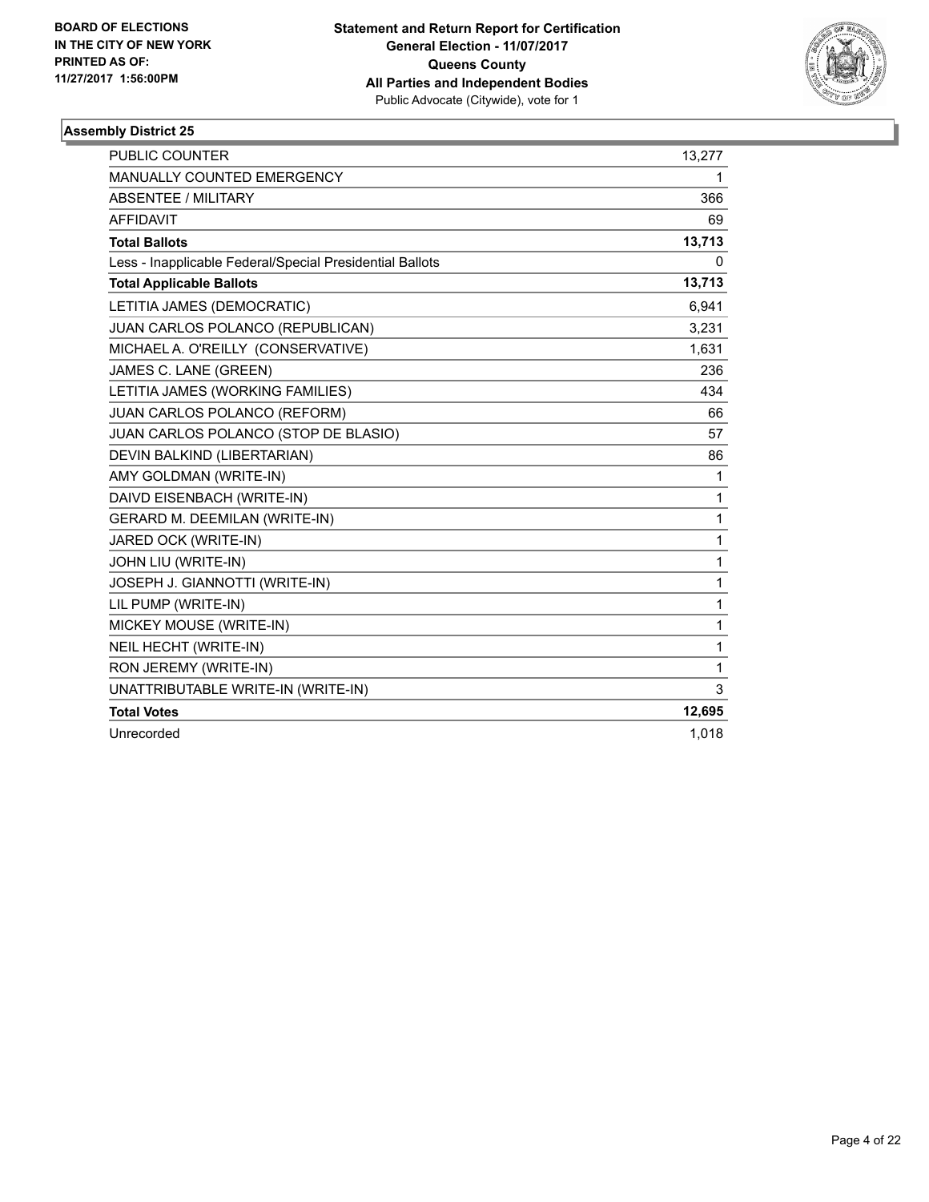**BOARD OF ELECTIONS IN THE CITY OF NEW YORK PRINTED AS OF: 11/27/2017 1:56:00PM**

**Statement and Return Report for Certification General Election - 11/07/2017 Queens County All Parties and Independent Bodies**
Public Advocate (Citywide), vote for 1

### Assembly District 25

| | |
|---|---|
| PUBLIC COUNTER | 13,277 |
| MANUALLY COUNTED EMERGENCY | 1 |
| ABSENTEE / MILITARY | 366 |
| AFFIDAVIT | 69 |
| **Total Ballots** | **13,713** |
| Less - Inapplicable Federal/Special Presidential Ballots | 0 |
| **Total Applicable Ballots** | **13,713** |
| LETITIA JAMES (DEMOCRATIC) | 6,941 |
| JUAN CARLOS POLANCO (REPUBLICAN) | 3,231 |
| MICHAEL A. O'REILLY (CONSERVATIVE) | 1,631 |
| JAMES C. LANE (GREEN) | 236 |
| LETITIA JAMES (WORKING FAMILIES) | 434 |
| JUAN CARLOS POLANCO (REFORM) | 66 |
| JUAN CARLOS POLANCO (STOP DE BLASIO) | 57 |
| DEVIN BALKIND (LIBERTARIAN) | 86 |
| AMY GOLDMAN (WRITE-IN) | 1 |
| DAIVD EISENBACH (WRITE-IN) | 1 |
| GERARD M. DEEMILAN (WRITE-IN) | 1 |
| JARED OCK (WRITE-IN) | 1 |
| JOHN LIU (WRITE-IN) | 1 |
| JOSEPH J. GIANNOTTI (WRITE-IN) | 1 |
| LIL PUMP (WRITE-IN) | 1 |
| MICKEY MOUSE (WRITE-IN) | 1 |
| NEIL HECHT (WRITE-IN) | 1 |
| RON JEREMY (WRITE-IN) | 1 |
| UNATTRIBUTABLE WRITE-IN (WRITE-IN) | 3 |
| **Total Votes** | **12,695** |
| Unrecorded | 1,018 |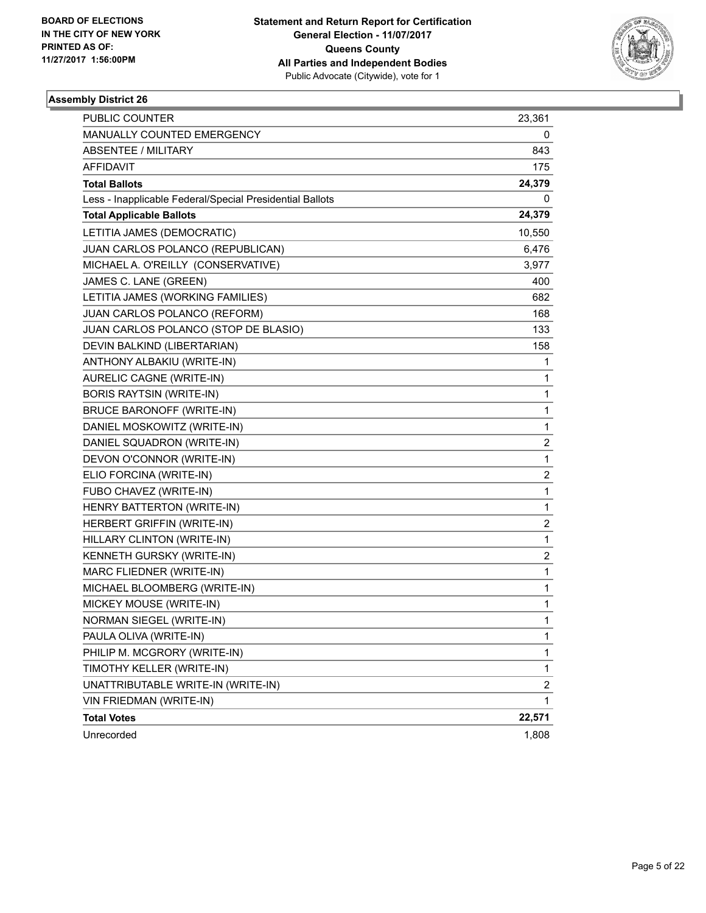BOARD OF ELECTIONS
IN THE CITY OF NEW YORK
PRINTED AS OF:
11/27/2017 1:56:00PM

**Statement and Return Report for Certification**
**General Election - 11/07/2017**
**Queens County**
**All Parties and Independent Bodies**
Public Advocate (Citywide), vote for 1

### Assembly District 26

| | |
|---|---|
| PUBLIC COUNTER | 23,361 |
| MANUALLY COUNTED EMERGENCY | 0 |
| ABSENTEE / MILITARY | 843 |
| AFFIDAVIT | 175 |
| **Total Ballots** | **24,379** |
| Less - Inapplicable Federal/Special Presidential Ballots | 0 |
| **Total Applicable Ballots** | **24,379** |
| LETITIA JAMES (DEMOCRATIC) | 10,550 |
| JUAN CARLOS POLANCO (REPUBLICAN) | 6,476 |
| MICHAEL A. O'REILLY (CONSERVATIVE) | 3,977 |
| JAMES C. LANE (GREEN) | 400 |
| LETITIA JAMES (WORKING FAMILIES) | 682 |
| JUAN CARLOS POLANCO (REFORM) | 168 |
| JUAN CARLOS POLANCO (STOP DE BLASIO) | 133 |
| DEVIN BALKIND (LIBERTARIAN) | 158 |
| ANTHONY ALBAKIU (WRITE-IN) | 1 |
| AURELIC CAGNE (WRITE-IN) | 1 |
| BORIS RAYTSIN (WRITE-IN) | 1 |
| BRUCE BARONOFF (WRITE-IN) | 1 |
| DANIEL MOSKOWITZ (WRITE-IN) | 1 |
| DANIEL SQUADRON (WRITE-IN) | 2 |
| DEVON O'CONNOR (WRITE-IN) | 1 |
| ELIO FORCINA (WRITE-IN) | 2 |
| FUBO CHAVEZ (WRITE-IN) | 1 |
| HENRY BATTERTON (WRITE-IN) | 1 |
| HERBERT GRIFFIN (WRITE-IN) | 2 |
| HILLARY CLINTON (WRITE-IN) | 1 |
| KENNETH GURSKY (WRITE-IN) | 2 |
| MARC FLIEDNER (WRITE-IN) | 1 |
| MICHAEL BLOOMBERG (WRITE-IN) | 1 |
| MICKEY MOUSE (WRITE-IN) | 1 |
| NORMAN SIEGEL (WRITE-IN) | 1 |
| PAULA OLIVA (WRITE-IN) | 1 |
| PHILIP M. MCGRORY (WRITE-IN) | 1 |
| TIMOTHY KELLER (WRITE-IN) | 1 |
| UNATTRIBUTABLE WRITE-IN (WRITE-IN) | 2 |
| VIN FRIEDMAN (WRITE-IN) | 1 |
| **Total Votes** | **22,571** |
| Unrecorded | 1,808 |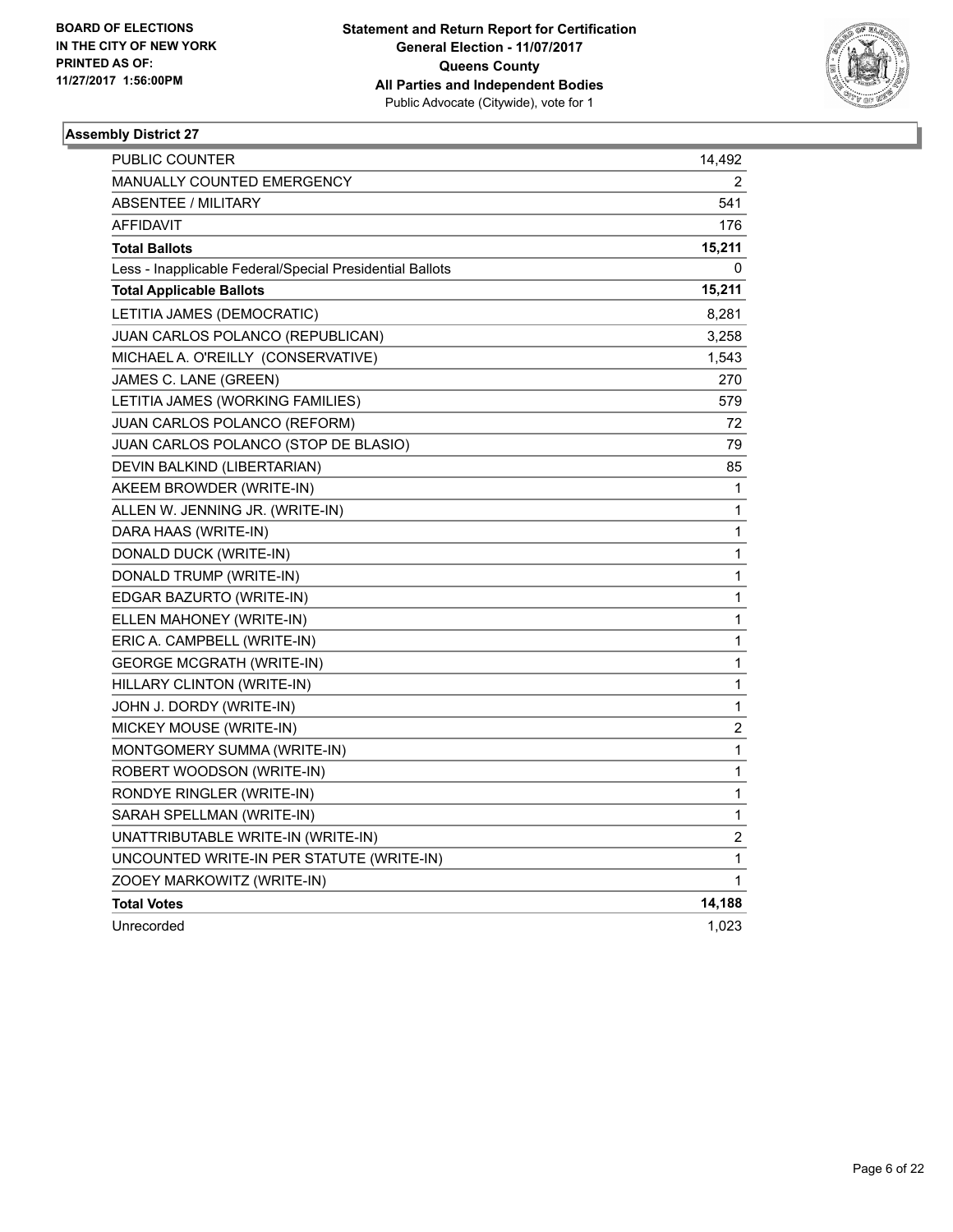BOARD OF ELECTIONS
IN THE CITY OF NEW YORK
PRINTED AS OF:
11/27/2017 1:56:00PM

**Statement and Return Report for Certification**
**General Election - 11/07/2017**
**Queens County**
**All Parties and Independent Bodies**
Public Advocate (Citywide), vote for 1

### Assembly District 27

| | |
|---|---|
| PUBLIC COUNTER | 14,492 |
| MANUALLY COUNTED EMERGENCY | 2 |
| ABSENTEE / MILITARY | 541 |
| AFFIDAVIT | 176 |
| **Total Ballots** | **15,211** |
| Less - Inapplicable Federal/Special Presidential Ballots | 0 |
| **Total Applicable Ballots** | **15,211** |
| LETITIA JAMES (DEMOCRATIC) | 8,281 |
| JUAN CARLOS POLANCO (REPUBLICAN) | 3,258 |
| MICHAEL A. O'REILLY (CONSERVATIVE) | 1,543 |
| JAMES C. LANE (GREEN) | 270 |
| LETITIA JAMES (WORKING FAMILIES) | 579 |
| JUAN CARLOS POLANCO (REFORM) | 72 |
| JUAN CARLOS POLANCO (STOP DE BLASIO) | 79 |
| DEVIN BALKIND (LIBERTARIAN) | 85 |
| AKEEM BROWDER (WRITE-IN) | 1 |
| ALLEN W. JENNING JR. (WRITE-IN) | 1 |
| DARA HAAS (WRITE-IN) | 1 |
| DONALD DUCK (WRITE-IN) | 1 |
| DONALD TRUMP (WRITE-IN) | 1 |
| EDGAR BAZURTO (WRITE-IN) | 1 |
| ELLEN MAHONEY (WRITE-IN) | 1 |
| ERIC A. CAMPBELL (WRITE-IN) | 1 |
| GEORGE MCGRATH (WRITE-IN) | 1 |
| HILLARY CLINTON (WRITE-IN) | 1 |
| JOHN J. DORDY (WRITE-IN) | 1 |
| MICKEY MOUSE (WRITE-IN) | 2 |
| MONTGOMERY SUMMA (WRITE-IN) | 1 |
| ROBERT WOODSON (WRITE-IN) | 1 |
| RONDYE RINGLER (WRITE-IN) | 1 |
| SARAH SPELLMAN (WRITE-IN) | 1 |
| UNATTRIBUTABLE WRITE-IN (WRITE-IN) | 2 |
| UNCOUNTED WRITE-IN PER STATUTE (WRITE-IN) | 1 |
| ZOOEY MARKOWITZ (WRITE-IN) | 1 |
| **Total Votes** | **14,188** |
| Unrecorded | 1,023 |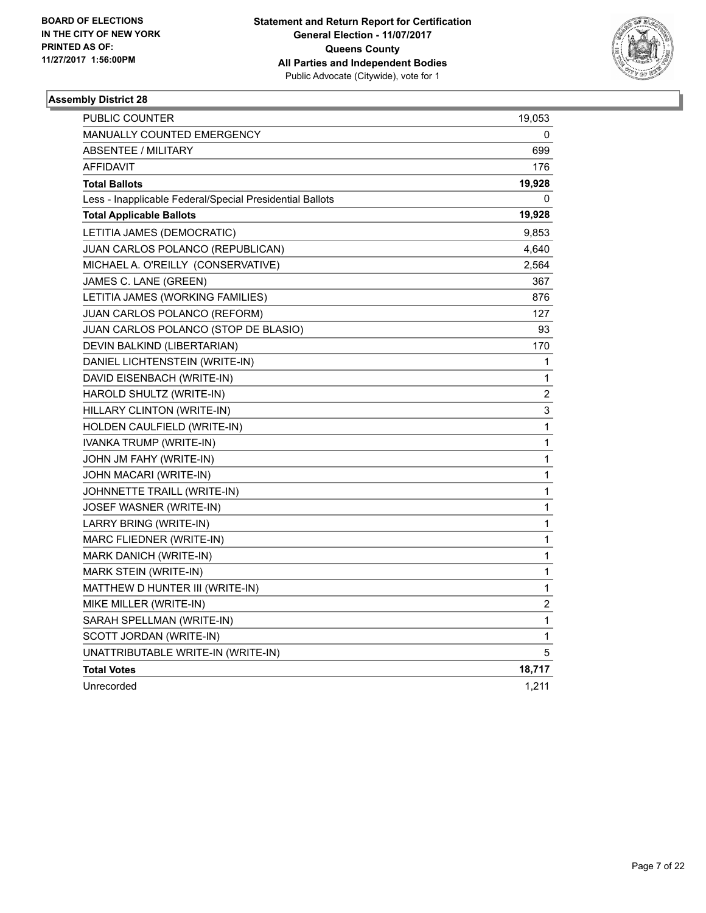BOARD OF ELECTIONS
IN THE CITY OF NEW YORK
PRINTED AS OF:
11/27/2017 1:56:00PM

**Statement and Return Report for Certification**
**General Election - 11/07/2017**
**Queens County**
**All Parties and Independent Bodies**
Public Advocate (Citywide), vote for 1

### Assembly District 28

| | |
|---|---|
| PUBLIC COUNTER | 19,053 |
| MANUALLY COUNTED EMERGENCY | 0 |
| ABSENTEE / MILITARY | 699 |
| AFFIDAVIT | 176 |
| **Total Ballots** | **19,928** |
| Less - Inapplicable Federal/Special Presidential Ballots | 0 |
| **Total Applicable Ballots** | **19,928** |
| LETITIA JAMES (DEMOCRATIC) | 9,853 |
| JUAN CARLOS POLANCO (REPUBLICAN) | 4,640 |
| MICHAEL A. O'REILLY (CONSERVATIVE) | 2,564 |
| JAMES C. LANE (GREEN) | 367 |
| LETITIA JAMES (WORKING FAMILIES) | 876 |
| JUAN CARLOS POLANCO (REFORM) | 127 |
| JUAN CARLOS POLANCO (STOP DE BLASIO) | 93 |
| DEVIN BALKIND (LIBERTARIAN) | 170 |
| DANIEL LICHTENSTEIN (WRITE-IN) | 1 |
| DAVID EISENBACH (WRITE-IN) | 1 |
| HAROLD SHULTZ (WRITE-IN) | 2 |
| HILLARY CLINTON (WRITE-IN) | 3 |
| HOLDEN CAULFIELD (WRITE-IN) | 1 |
| IVANKA TRUMP (WRITE-IN) | 1 |
| JOHN JM FAHY (WRITE-IN) | 1 |
| JOHN MACARI (WRITE-IN) | 1 |
| JOHNNETTE TRAILL (WRITE-IN) | 1 |
| JOSEF WASNER (WRITE-IN) | 1 |
| LARRY BRING (WRITE-IN) | 1 |
| MARC FLIEDNER (WRITE-IN) | 1 |
| MARK DANICH (WRITE-IN) | 1 |
| MARK STEIN (WRITE-IN) | 1 |
| MATTHEW D HUNTER III (WRITE-IN) | 1 |
| MIKE MILLER (WRITE-IN) | 2 |
| SARAH SPELLMAN (WRITE-IN) | 1 |
| SCOTT JORDAN (WRITE-IN) | 1 |
| UNATTRIBUTABLE WRITE-IN (WRITE-IN) | 5 |
| **Total Votes** | **18,717** |
| Unrecorded | 1,211 |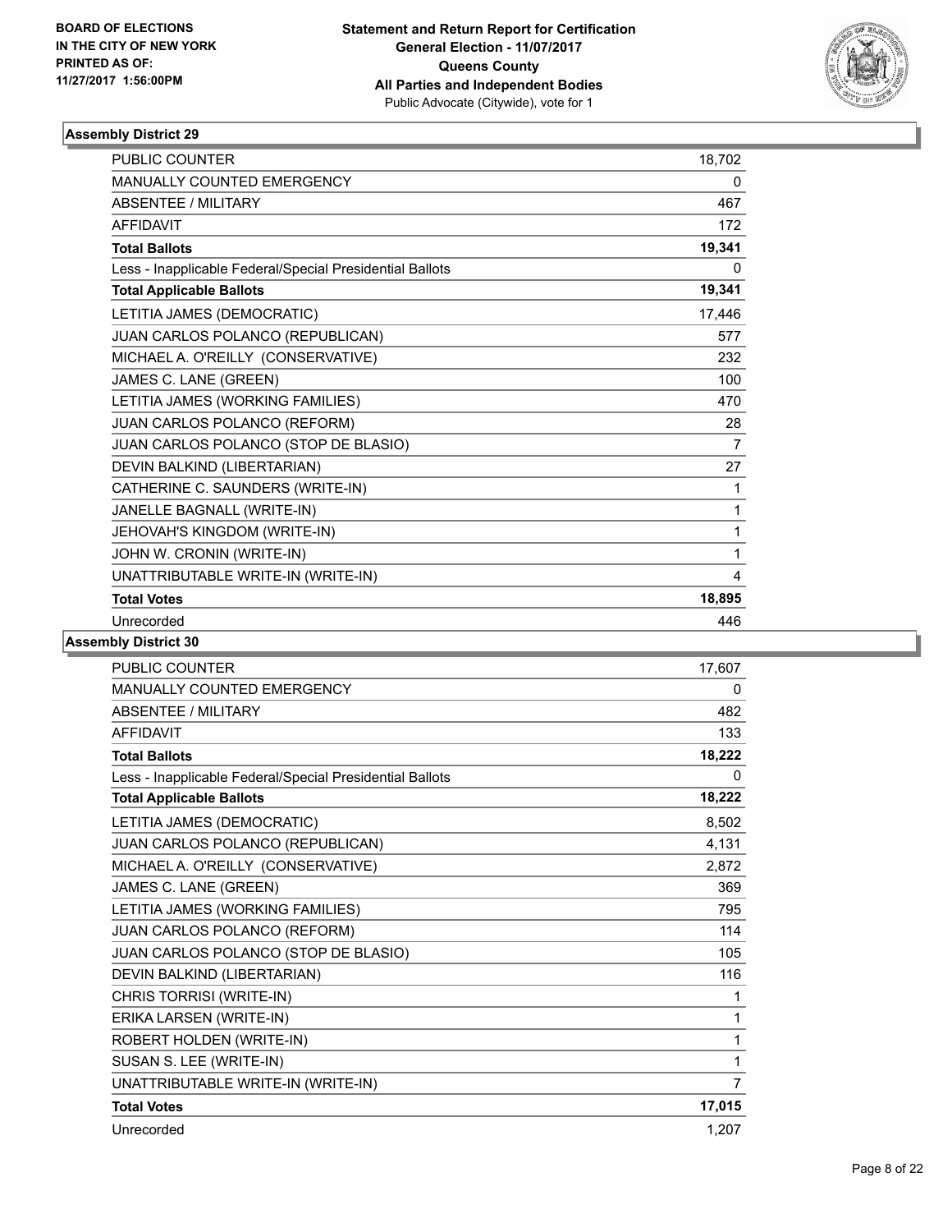BOARD OF ELECTIONS
IN THE CITY OF NEW YORK
PRINTED AS OF:
11/27/2017 1:56:00PM

**Statement and Return Report for Certification**
**General Election - 11/07/2017**
**Queens County**
**All Parties and Independent Bodies**
Public Advocate (Citywide), vote for 1

### Assembly District 29

| | |
|---|---|
| PUBLIC COUNTER | 18,702 |
| MANUALLY COUNTED EMERGENCY | 0 |
| ABSENTEE / MILITARY | 467 |
| AFFIDAVIT | 172 |
| **Total Ballots** | **19,341** |
| Less - Inapplicable Federal/Special Presidential Ballots | 0 |
| **Total Applicable Ballots** | **19,341** |
| LETITIA JAMES (DEMOCRATIC) | 17,446 |
| JUAN CARLOS POLANCO (REPUBLICAN) | 577 |
| MICHAEL A. O'REILLY (CONSERVATIVE) | 232 |
| JAMES C. LANE (GREEN) | 100 |
| LETITIA JAMES (WORKING FAMILIES) | 470 |
| JUAN CARLOS POLANCO (REFORM) | 28 |
| JUAN CARLOS POLANCO (STOP DE BLASIO) | 7 |
| DEVIN BALKIND (LIBERTARIAN) | 27 |
| CATHERINE C. SAUNDERS (WRITE-IN) | 1 |
| JANELLE BAGNALL (WRITE-IN) | 1 |
| JEHOVAH'S KINGDOM (WRITE-IN) | 1 |
| JOHN W. CRONIN (WRITE-IN) | 1 |
| UNATTRIBUTABLE WRITE-IN (WRITE-IN) | 4 |
| **Total Votes** | **18,895** |
| Unrecorded | 446 |

### Assembly District 30

| | |
|---|---|
| PUBLIC COUNTER | 17,607 |
| MANUALLY COUNTED EMERGENCY | 0 |
| ABSENTEE / MILITARY | 482 |
| AFFIDAVIT | 133 |
| **Total Ballots** | **18,222** |
| Less - Inapplicable Federal/Special Presidential Ballots | 0 |
| **Total Applicable Ballots** | **18,222** |
| LETITIA JAMES (DEMOCRATIC) | 8,502 |
| JUAN CARLOS POLANCO (REPUBLICAN) | 4,131 |
| MICHAEL A. O'REILLY (CONSERVATIVE) | 2,872 |
| JAMES C. LANE (GREEN) | 369 |
| LETITIA JAMES (WORKING FAMILIES) | 795 |
| JUAN CARLOS POLANCO (REFORM) | 114 |
| JUAN CARLOS POLANCO (STOP DE BLASIO) | 105 |
| DEVIN BALKIND (LIBERTARIAN) | 116 |
| CHRIS TORRISI (WRITE-IN) | 1 |
| ERIKA LARSEN (WRITE-IN) | 1 |
| ROBERT HOLDEN (WRITE-IN) | 1 |
| SUSAN S. LEE (WRITE-IN) | 1 |
| UNATTRIBUTABLE WRITE-IN (WRITE-IN) | 7 |
| **Total Votes** | **17,015** |
| Unrecorded | 1,207 |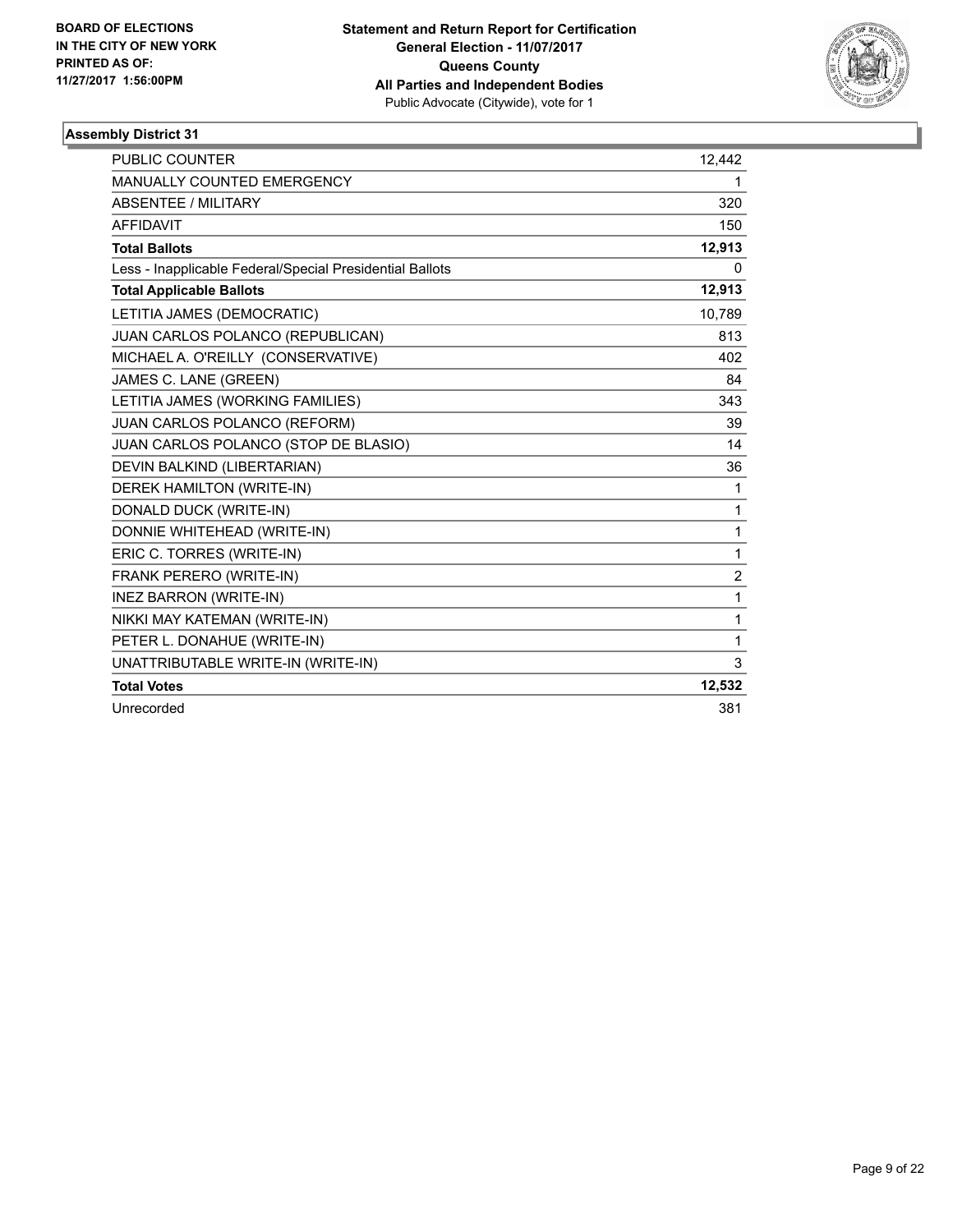BOARD OF ELECTIONS
IN THE CITY OF NEW YORK
PRINTED AS OF:
11/27/2017 1:56:00PM

**Statement and Return Report for Certification**
**General Election - 11/07/2017**
**Queens County**
**All Parties and Independent Bodies**
Public Advocate (Citywide), vote for 1

### Assembly District 31

| | |
|---|---|
| PUBLIC COUNTER | 12,442 |
| MANUALLY COUNTED EMERGENCY | 1 |
| ABSENTEE / MILITARY | 320 |
| AFFIDAVIT | 150 |
| **Total Ballots** | **12,913** |
| Less - Inapplicable Federal/Special Presidential Ballots | 0 |
| **Total Applicable Ballots** | **12,913** |
| LETITIA JAMES (DEMOCRATIC) | 10,789 |
| JUAN CARLOS POLANCO (REPUBLICAN) | 813 |
| MICHAEL A. O'REILLY (CONSERVATIVE) | 402 |
| JAMES C. LANE (GREEN) | 84 |
| LETITIA JAMES (WORKING FAMILIES) | 343 |
| JUAN CARLOS POLANCO (REFORM) | 39 |
| JUAN CARLOS POLANCO (STOP DE BLASIO) | 14 |
| DEVIN BALKIND (LIBERTARIAN) | 36 |
| DEREK HAMILTON (WRITE-IN) | 1 |
| DONALD DUCK (WRITE-IN) | 1 |
| DONNIE WHITEHEAD (WRITE-IN) | 1 |
| ERIC C. TORRES (WRITE-IN) | 1 |
| FRANK PERERO (WRITE-IN) | 2 |
| INEZ BARRON (WRITE-IN) | 1 |
| NIKKI MAY KATEMAN (WRITE-IN) | 1 |
| PETER L. DONAHUE (WRITE-IN) | 1 |
| UNATTRIBUTABLE WRITE-IN (WRITE-IN) | 3 |
| **Total Votes** | **12,532** |
| Unrecorded | 381 |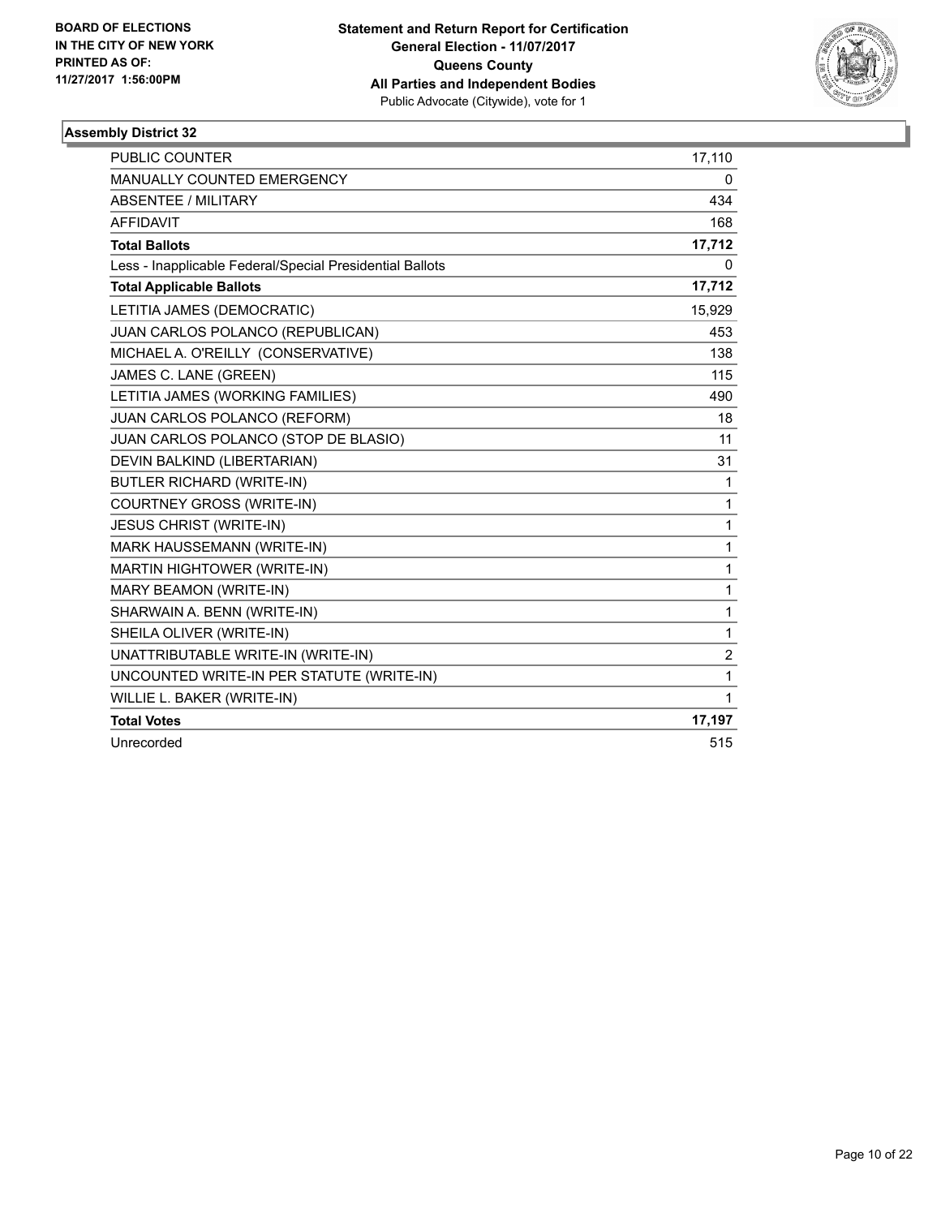BOARD OF ELECTIONS
IN THE CITY OF NEW YORK
PRINTED AS OF:
11/27/2017 1:56:00PM

**Statement and Return Report for Certification**
**General Election - 11/07/2017**
**Queens County**
**All Parties and Independent Bodies**
Public Advocate (Citywide), vote for 1

## Assembly District 32

| | |
|---|---|
| PUBLIC COUNTER | 17,110 |
| MANUALLY COUNTED EMERGENCY | 0 |
| ABSENTEE / MILITARY | 434 |
| AFFIDAVIT | 168 |
| **Total Ballots** | **17,712** |
| Less - Inapplicable Federal/Special Presidential Ballots | 0 |
| **Total Applicable Ballots** | **17,712** |
| LETITIA JAMES (DEMOCRATIC) | 15,929 |
| JUAN CARLOS POLANCO (REPUBLICAN) | 453 |
| MICHAEL A. O'REILLY (CONSERVATIVE) | 138 |
| JAMES C. LANE (GREEN) | 115 |
| LETITIA JAMES (WORKING FAMILIES) | 490 |
| JUAN CARLOS POLANCO (REFORM) | 18 |
| JUAN CARLOS POLANCO (STOP DE BLASIO) | 11 |
| DEVIN BALKIND (LIBERTARIAN) | 31 |
| BUTLER RICHARD (WRITE-IN) | 1 |
| COURTNEY GROSS (WRITE-IN) | 1 |
| JESUS CHRIST (WRITE-IN) | 1 |
| MARK HAUSSEMANN (WRITE-IN) | 1 |
| MARTIN HIGHTOWER (WRITE-IN) | 1 |
| MARY BEAMON (WRITE-IN) | 1 |
| SHARWAIN A. BENN (WRITE-IN) | 1 |
| SHEILA OLIVER (WRITE-IN) | 1 |
| UNATTRIBUTABLE WRITE-IN (WRITE-IN) | 2 |
| UNCOUNTED WRITE-IN PER STATUTE (WRITE-IN) | 1 |
| WILLIE L. BAKER (WRITE-IN) | 1 |
| **Total Votes** | **17,197** |
| Unrecorded | 515 |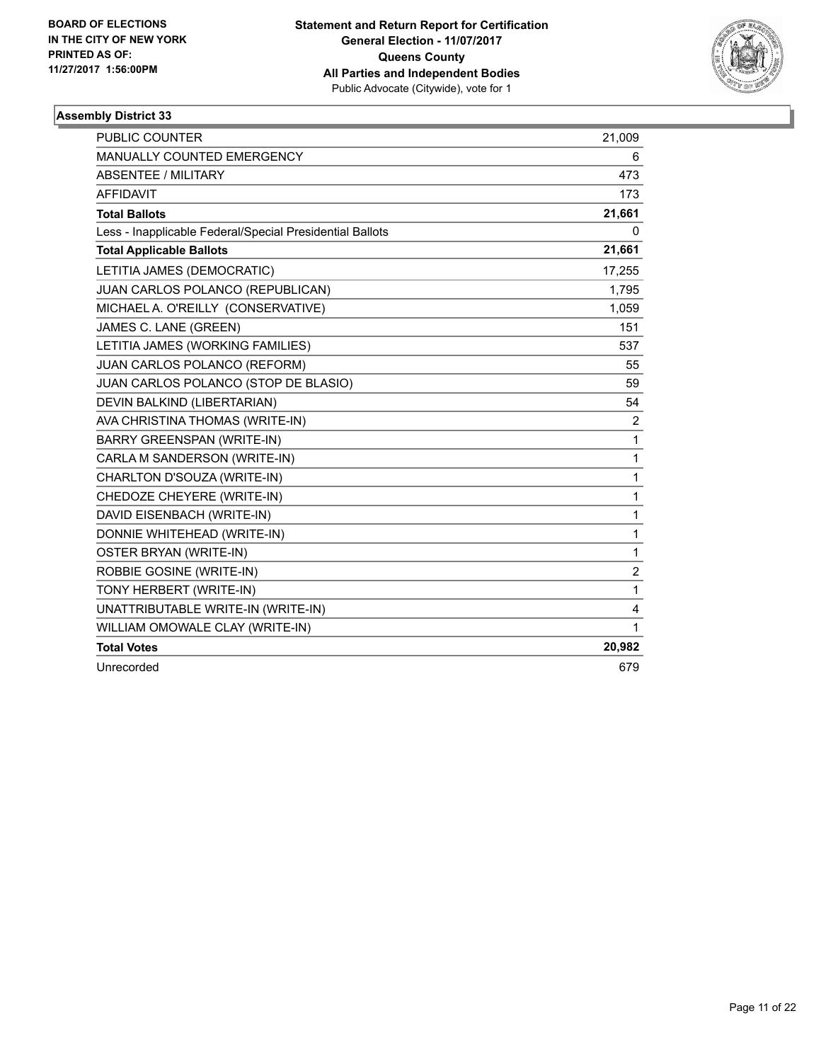**BOARD OF ELECTIONS IN THE CITY OF NEW YORK PRINTED AS OF: 11/27/2017 1:56:00PM**

**Statement and Return Report for Certification**
**General Election - 11/07/2017**
**Queens County**
**All Parties and Independent Bodies**
Public Advocate (Citywide), vote for 1

### Assembly District 33

| | |
|---|---|
| PUBLIC COUNTER | 21,009 |
| MANUALLY COUNTED EMERGENCY | 6 |
| ABSENTEE / MILITARY | 473 |
| AFFIDAVIT | 173 |
| **Total Ballots** | **21,661** |
| Less - Inapplicable Federal/Special Presidential Ballots | 0 |
| **Total Applicable Ballots** | **21,661** |
| LETITIA JAMES (DEMOCRATIC) | 17,255 |
| JUAN CARLOS POLANCO (REPUBLICAN) | 1,795 |
| MICHAEL A. O'REILLY (CONSERVATIVE) | 1,059 |
| JAMES C. LANE (GREEN) | 151 |
| LETITIA JAMES (WORKING FAMILIES) | 537 |
| JUAN CARLOS POLANCO (REFORM) | 55 |
| JUAN CARLOS POLANCO (STOP DE BLASIO) | 59 |
| DEVIN BALKIND (LIBERTARIAN) | 54 |
| AVA CHRISTINA THOMAS (WRITE-IN) | 2 |
| BARRY GREENSPAN (WRITE-IN) | 1 |
| CARLA M SANDERSON (WRITE-IN) | 1 |
| CHARLTON D'SOUZA (WRITE-IN) | 1 |
| CHEDOZE CHEYERE (WRITE-IN) | 1 |
| DAVID EISENBACH (WRITE-IN) | 1 |
| DONNIE WHITEHEAD (WRITE-IN) | 1 |
| OSTER BRYAN (WRITE-IN) | 1 |
| ROBBIE GOSINE (WRITE-IN) | 2 |
| TONY HERBERT (WRITE-IN) | 1 |
| UNATTRIBUTABLE WRITE-IN (WRITE-IN) | 4 |
| WILLIAM OMOWALE CLAY (WRITE-IN) | 1 |
| **Total Votes** | **20,982** |
| Unrecorded | 679 |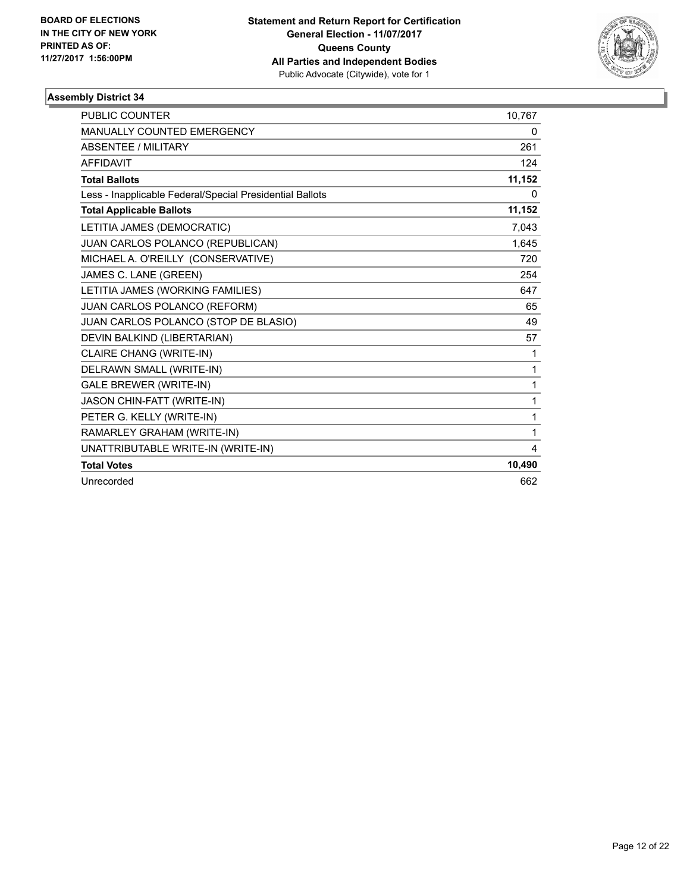**BOARD OF ELECTIONS IN THE CITY OF NEW YORK PRINTED AS OF: 11/27/2017 1:56:00PM**

**Statement and Return Report for Certification General Election - 11/07/2017 Queens County All Parties and Independent Bodies**
Public Advocate (Citywide), vote for 1

**Assembly District 34**

| | |
|---|---|
| PUBLIC COUNTER | 10,767 |
| MANUALLY COUNTED EMERGENCY | 0 |
| ABSENTEE / MILITARY | 261 |
| AFFIDAVIT | 124 |
| **Total Ballots** | **11,152** |
| Less - Inapplicable Federal/Special Presidential Ballots | 0 |
| **Total Applicable Ballots** | **11,152** |
| LETITIA JAMES (DEMOCRATIC) | 7,043 |
| JUAN CARLOS POLANCO (REPUBLICAN) | 1,645 |
| MICHAEL A. O'REILLY (CONSERVATIVE) | 720 |
| JAMES C. LANE (GREEN) | 254 |
| LETITIA JAMES (WORKING FAMILIES) | 647 |
| JUAN CARLOS POLANCO (REFORM) | 65 |
| JUAN CARLOS POLANCO (STOP DE BLASIO) | 49 |
| DEVIN BALKIND (LIBERTARIAN) | 57 |
| CLAIRE CHANG (WRITE-IN) | 1 |
| DELRAWN SMALL (WRITE-IN) | 1 |
| GALE BREWER (WRITE-IN) | 1 |
| JASON CHIN-FATT (WRITE-IN) | 1 |
| PETER G. KELLY (WRITE-IN) | 1 |
| RAMARLEY GRAHAM (WRITE-IN) | 1 |
| UNATTRIBUTABLE WRITE-IN (WRITE-IN) | 4 |
| **Total Votes** | **10,490** |
| Unrecorded | 662 |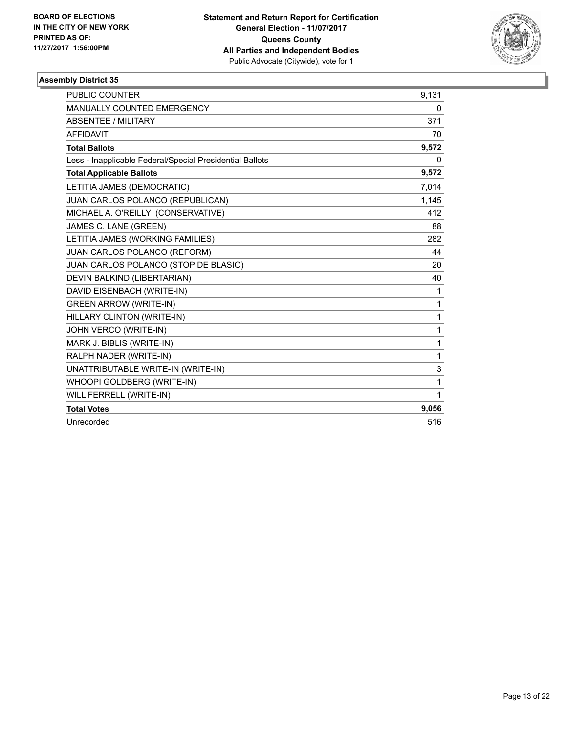BOARD OF ELECTIONS
IN THE CITY OF NEW YORK
PRINTED AS OF:
11/27/2017 1:56:00PM

**Statement and Return Report for Certification**
**General Election - 11/07/2017**
**Queens County**
**All Parties and Independent Bodies**
Public Advocate (Citywide), vote for 1

### Assembly District 35

| | |
|---|---|
| PUBLIC COUNTER | 9,131 |
| MANUALLY COUNTED EMERGENCY | 0 |
| ABSENTEE / MILITARY | 371 |
| AFFIDAVIT | 70 |
| **Total Ballots** | **9,572** |
| Less - Inapplicable Federal/Special Presidential Ballots | 0 |
| **Total Applicable Ballots** | **9,572** |
| LETITIA JAMES (DEMOCRATIC) | 7,014 |
| JUAN CARLOS POLANCO (REPUBLICAN) | 1,145 |
| MICHAEL A. O'REILLY (CONSERVATIVE) | 412 |
| JAMES C. LANE (GREEN) | 88 |
| LETITIA JAMES (WORKING FAMILIES) | 282 |
| JUAN CARLOS POLANCO (REFORM) | 44 |
| JUAN CARLOS POLANCO (STOP DE BLASIO) | 20 |
| DEVIN BALKIND (LIBERTARIAN) | 40 |
| DAVID EISENBACH (WRITE-IN) | 1 |
| GREEN ARROW (WRITE-IN) | 1 |
| HILLARY CLINTON (WRITE-IN) | 1 |
| JOHN VERCO (WRITE-IN) | 1 |
| MARK J. BIBLIS (WRITE-IN) | 1 |
| RALPH NADER (WRITE-IN) | 1 |
| UNATTRIBUTABLE WRITE-IN (WRITE-IN) | 3 |
| WHOOPI GOLDBERG (WRITE-IN) | 1 |
| WILL FERRELL (WRITE-IN) | 1 |
| **Total Votes** | **9,056** |
| Unrecorded | 516 |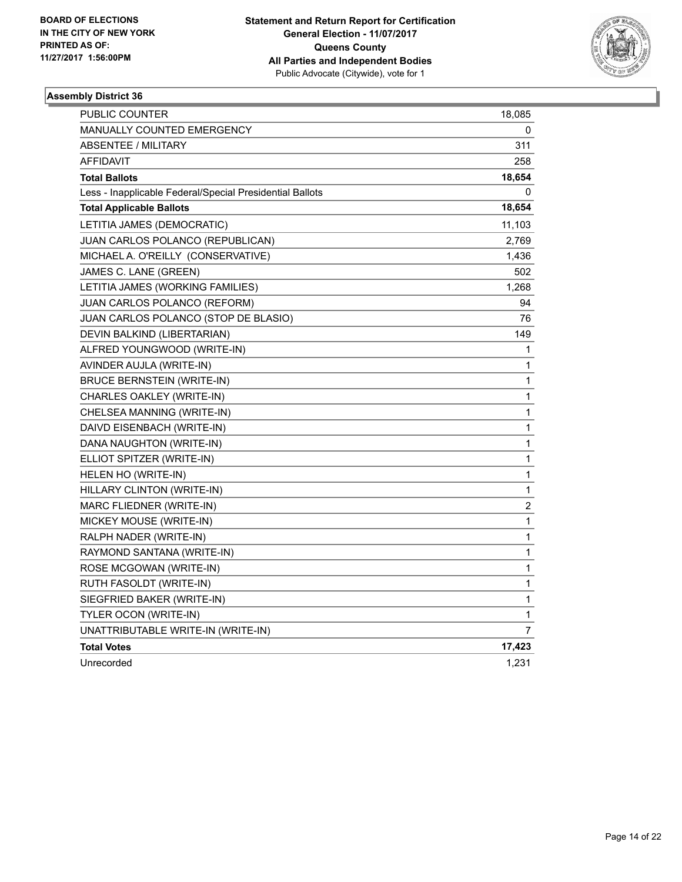**BOARD OF ELECTIONS IN THE CITY OF NEW YORK PRINTED AS OF: 11/27/2017 1:56:00PM**

**Statement and Return Report for Certification General Election - 11/07/2017 Queens County All Parties and Independent Bodies**
Public Advocate (Citywide), vote for 1

### Assembly District 36

| | |
|---|---|
| PUBLIC COUNTER | 18,085 |
| MANUALLY COUNTED EMERGENCY | 0 |
| ABSENTEE / MILITARY | 311 |
| AFFIDAVIT | 258 |
| **Total Ballots** | **18,654** |
| Less - Inapplicable Federal/Special Presidential Ballots | 0 |
| **Total Applicable Ballots** | **18,654** |
| LETITIA JAMES (DEMOCRATIC) | 11,103 |
| JUAN CARLOS POLANCO (REPUBLICAN) | 2,769 |
| MICHAEL A. O'REILLY (CONSERVATIVE) | 1,436 |
| JAMES C. LANE (GREEN) | 502 |
| LETITIA JAMES (WORKING FAMILIES) | 1,268 |
| JUAN CARLOS POLANCO (REFORM) | 94 |
| JUAN CARLOS POLANCO (STOP DE BLASIO) | 76 |
| DEVIN BALKIND (LIBERTARIAN) | 149 |
| ALFRED YOUNGWOOD (WRITE-IN) | 1 |
| AVINDER AUJLA (WRITE-IN) | 1 |
| BRUCE BERNSTEIN (WRITE-IN) | 1 |
| CHARLES OAKLEY (WRITE-IN) | 1 |
| CHELSEA MANNING (WRITE-IN) | 1 |
| DAIVD EISENBACH (WRITE-IN) | 1 |
| DANA NAUGHTON (WRITE-IN) | 1 |
| ELLIOT SPITZER (WRITE-IN) | 1 |
| HELEN HO (WRITE-IN) | 1 |
| HILLARY CLINTON (WRITE-IN) | 1 |
| MARC FLIEDNER (WRITE-IN) | 2 |
| MICKEY MOUSE (WRITE-IN) | 1 |
| RALPH NADER (WRITE-IN) | 1 |
| RAYMOND SANTANA (WRITE-IN) | 1 |
| ROSE MCGOWAN (WRITE-IN) | 1 |
| RUTH FASOLDT (WRITE-IN) | 1 |
| SIEGFRIED BAKER (WRITE-IN) | 1 |
| TYLER OCON (WRITE-IN) | 1 |
| UNATTRIBUTABLE WRITE-IN (WRITE-IN) | 7 |
| **Total Votes** | **17,423** |
| Unrecorded | 1,231 |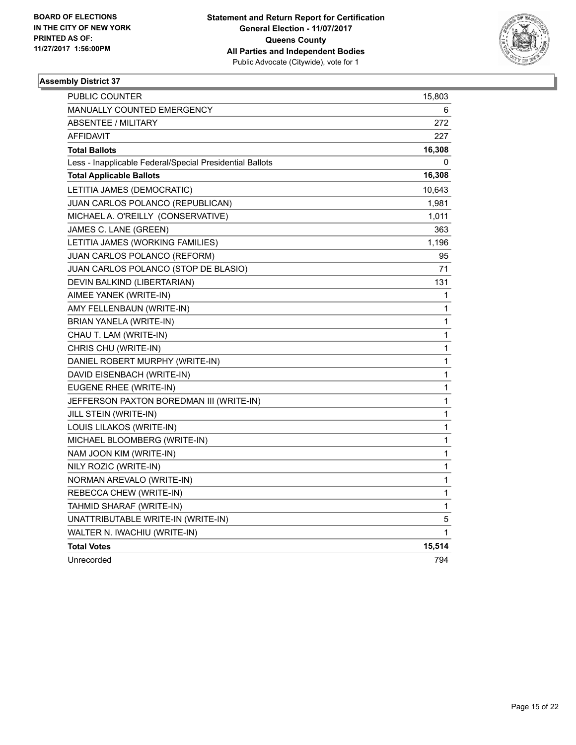BOARD OF ELECTIONS
IN THE CITY OF NEW YORK
PRINTED AS OF:
11/27/2017 1:56:00PM

**Statement and Return Report for Certification**
**General Election - 11/07/2017**
**Queens County**
**All Parties and Independent Bodies**
Public Advocate (Citywide), vote for 1

### Assembly District 37

| | |
|---|---|
| PUBLIC COUNTER | 15,803 |
| MANUALLY COUNTED EMERGENCY | 6 |
| ABSENTEE / MILITARY | 272 |
| AFFIDAVIT | 227 |
| **Total Ballots** | **16,308** |
| Less - Inapplicable Federal/Special Presidential Ballots | 0 |
| **Total Applicable Ballots** | **16,308** |
| LETITIA JAMES (DEMOCRATIC) | 10,643 |
| JUAN CARLOS POLANCO (REPUBLICAN) | 1,981 |
| MICHAEL A. O'REILLY (CONSERVATIVE) | 1,011 |
| JAMES C. LANE (GREEN) | 363 |
| LETITIA JAMES (WORKING FAMILIES) | 1,196 |
| JUAN CARLOS POLANCO (REFORM) | 95 |
| JUAN CARLOS POLANCO (STOP DE BLASIO) | 71 |
| DEVIN BALKIND (LIBERTARIAN) | 131 |
| AIMEE YANEK (WRITE-IN) | 1 |
| AMY FELLENBAUN (WRITE-IN) | 1 |
| BRIAN YANELA (WRITE-IN) | 1 |
| CHAU T. LAM (WRITE-IN) | 1 |
| CHRIS CHU (WRITE-IN) | 1 |
| DANIEL ROBERT MURPHY (WRITE-IN) | 1 |
| DAVID EISENBACH (WRITE-IN) | 1 |
| EUGENE RHEE (WRITE-IN) | 1 |
| JEFFERSON PAXTON BOREDMAN III (WRITE-IN) | 1 |
| JILL STEIN (WRITE-IN) | 1 |
| LOUIS LILAKOS (WRITE-IN) | 1 |
| MICHAEL BLOOMBERG (WRITE-IN) | 1 |
| NAM JOON KIM (WRITE-IN) | 1 |
| NILY ROZIC (WRITE-IN) | 1 |
| NORMAN AREVALO (WRITE-IN) | 1 |
| REBECCA CHEW (WRITE-IN) | 1 |
| TAHMID SHARAF (WRITE-IN) | 1 |
| UNATTRIBUTABLE WRITE-IN (WRITE-IN) | 5 |
| WALTER N. IWACHIU (WRITE-IN) | 1 |
| **Total Votes** | **15,514** |
| Unrecorded | 794 |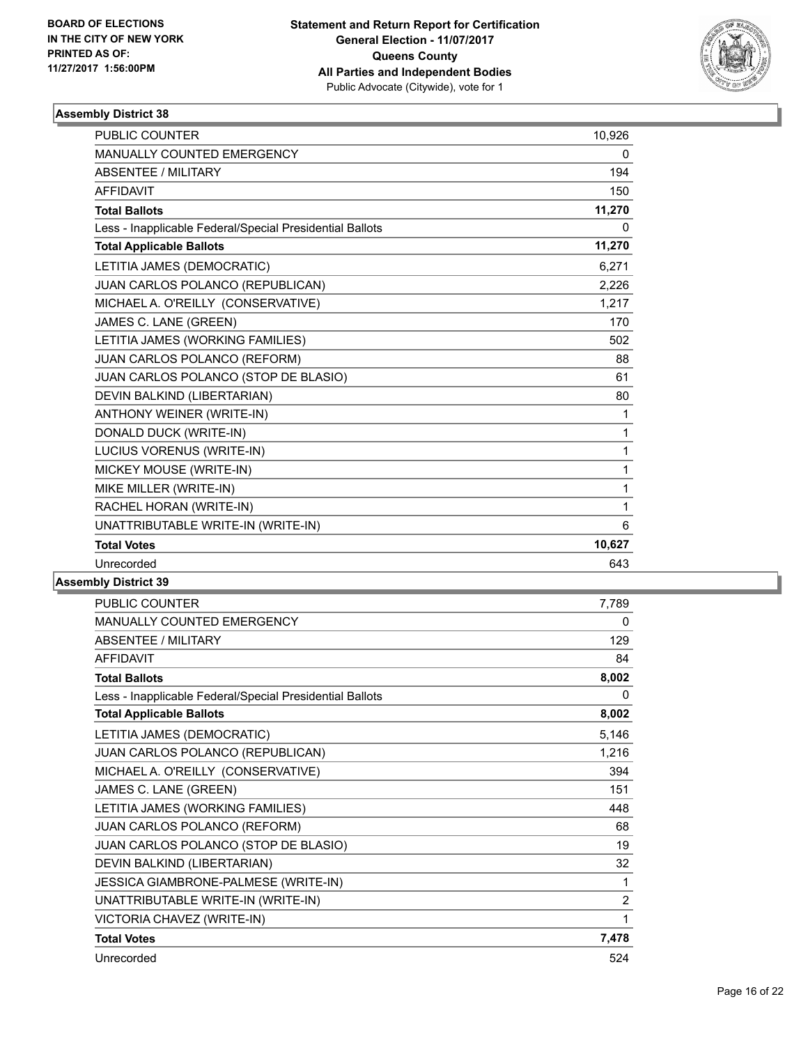BOARD OF ELECTIONS
IN THE CITY OF NEW YORK
PRINTED AS OF:
11/27/2017 1:56:00PM

**Statement and Return Report for Certification**
**General Election - 11/07/2017**
**Queens County**
**All Parties and Independent Bodies**
Public Advocate (Citywide), vote for 1

### Assembly District 38

| | |
|---|---|
| PUBLIC COUNTER | 10,926 |
| MANUALLY COUNTED EMERGENCY | 0 |
| ABSENTEE / MILITARY | 194 |
| AFFIDAVIT | 150 |
| **Total Ballots** | **11,270** |
| Less - Inapplicable Federal/Special Presidential Ballots | 0 |
| **Total Applicable Ballots** | **11,270** |
| LETITIA JAMES (DEMOCRATIC) | 6,271 |
| JUAN CARLOS POLANCO (REPUBLICAN) | 2,226 |
| MICHAEL A. O'REILLY (CONSERVATIVE) | 1,217 |
| JAMES C. LANE (GREEN) | 170 |
| LETITIA JAMES (WORKING FAMILIES) | 502 |
| JUAN CARLOS POLANCO (REFORM) | 88 |
| JUAN CARLOS POLANCO (STOP DE BLASIO) | 61 |
| DEVIN BALKIND (LIBERTARIAN) | 80 |
| ANTHONY WEINER (WRITE-IN) | 1 |
| DONALD DUCK (WRITE-IN) | 1 |
| LUCIUS VORENUS (WRITE-IN) | 1 |
| MICKEY MOUSE (WRITE-IN) | 1 |
| MIKE MILLER (WRITE-IN) | 1 |
| RACHEL HORAN (WRITE-IN) | 1 |
| UNATTRIBUTABLE WRITE-IN (WRITE-IN) | 6 |
| **Total Votes** | **10,627** |
| Unrecorded | 643 |

### Assembly District 39

| | |
|---|---|
| PUBLIC COUNTER | 7,789 |
| MANUALLY COUNTED EMERGENCY | 0 |
| ABSENTEE / MILITARY | 129 |
| AFFIDAVIT | 84 |
| **Total Ballots** | **8,002** |
| Less - Inapplicable Federal/Special Presidential Ballots | 0 |
| **Total Applicable Ballots** | **8,002** |
| LETITIA JAMES (DEMOCRATIC) | 5,146 |
| JUAN CARLOS POLANCO (REPUBLICAN) | 1,216 |
| MICHAEL A. O'REILLY (CONSERVATIVE) | 394 |
| JAMES C. LANE (GREEN) | 151 |
| LETITIA JAMES (WORKING FAMILIES) | 448 |
| JUAN CARLOS POLANCO (REFORM) | 68 |
| JUAN CARLOS POLANCO (STOP DE BLASIO) | 19 |
| DEVIN BALKIND (LIBERTARIAN) | 32 |
| JESSICA GIAMBRONE-PALMESE (WRITE-IN) | 1 |
| UNATTRIBUTABLE WRITE-IN (WRITE-IN) | 2 |
| VICTORIA CHAVEZ (WRITE-IN) | 1 |
| **Total Votes** | **7,478** |
| Unrecorded | 524 |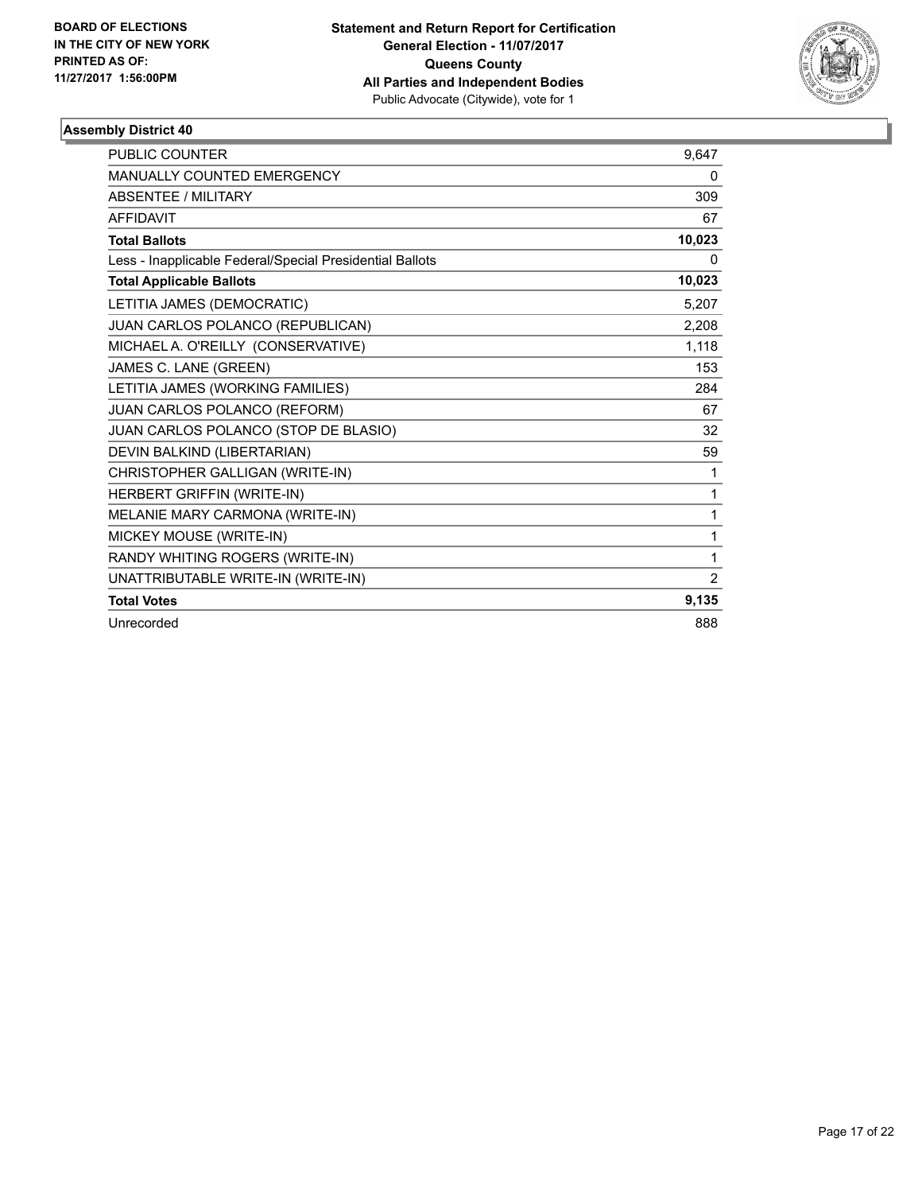**BOARD OF ELECTIONS IN THE CITY OF NEW YORK PRINTED AS OF: 11/27/2017 1:56:00PM**

**Statement and Return Report for Certification**
**General Election - 11/07/2017**
**Queens County**
**All Parties and Independent Bodies**
Public Advocate (Citywide), vote for 1

**Assembly District 40**

| | |
|---|---|
| PUBLIC COUNTER | 9,647 |
| MANUALLY COUNTED EMERGENCY | 0 |
| ABSENTEE / MILITARY | 309 |
| AFFIDAVIT | 67 |
| **Total Ballots** | **10,023** |
| Less - Inapplicable Federal/Special Presidential Ballots | 0 |
| **Total Applicable Ballots** | **10,023** |
| LETITIA JAMES (DEMOCRATIC) | 5,207 |
| JUAN CARLOS POLANCO (REPUBLICAN) | 2,208 |
| MICHAEL A. O'REILLY (CONSERVATIVE) | 1,118 |
| JAMES C. LANE (GREEN) | 153 |
| LETITIA JAMES (WORKING FAMILIES) | 284 |
| JUAN CARLOS POLANCO (REFORM) | 67 |
| JUAN CARLOS POLANCO (STOP DE BLASIO) | 32 |
| DEVIN BALKIND (LIBERTARIAN) | 59 |
| CHRISTOPHER GALLIGAN (WRITE-IN) | 1 |
| HERBERT GRIFFIN (WRITE-IN) | 1 |
| MELANIE MARY CARMONA (WRITE-IN) | 1 |
| MICKEY MOUSE (WRITE-IN) | 1 |
| RANDY WHITING ROGERS (WRITE-IN) | 1 |
| UNATTRIBUTABLE WRITE-IN (WRITE-IN) | 2 |
| **Total Votes** | **9,135** |
| Unrecorded | 888 |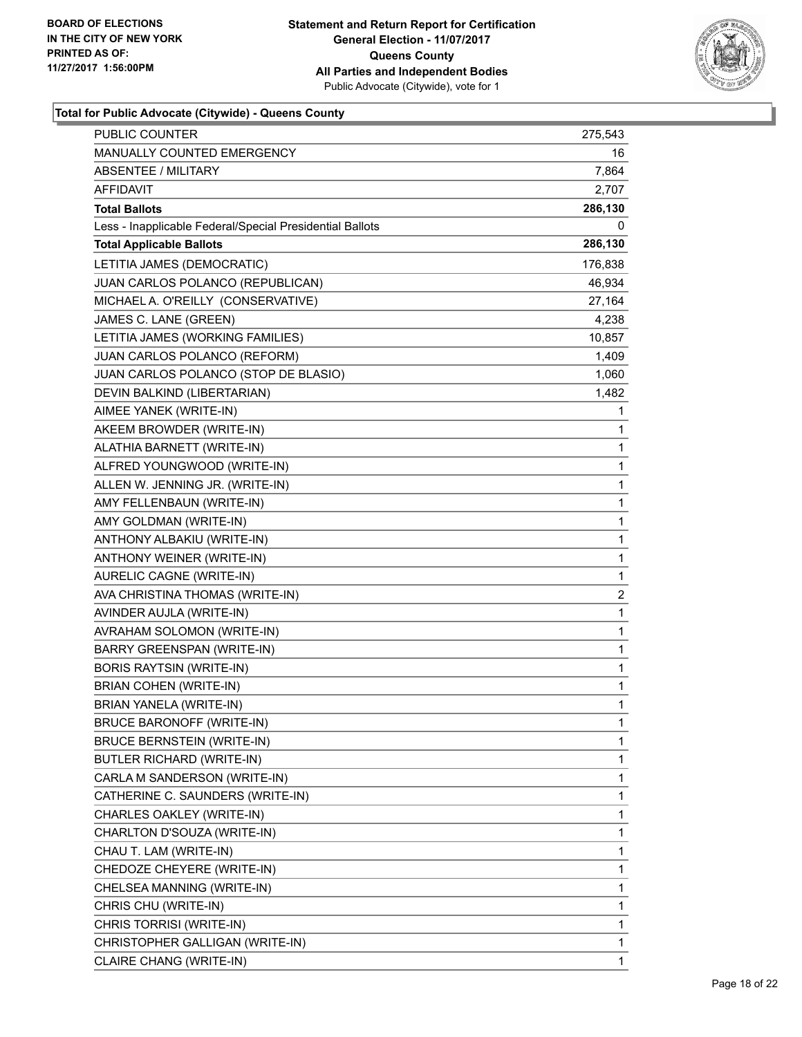**BOARD OF ELECTIONS IN THE CITY OF NEW YORK PRINTED AS OF: 11/27/2017 1:56:00PM**

**Statement and Return Report for Certification**
**General Election - 11/07/2017**
**Queens County**
**All Parties and Independent Bodies**
Public Advocate (Citywide), vote for 1

### Total for Public Advocate (Citywide) - Queens County

| | |
|---|---|
| PUBLIC COUNTER | 275,543 |
| MANUALLY COUNTED EMERGENCY | 16 |
| ABSENTEE / MILITARY | 7,864 |
| AFFIDAVIT | 2,707 |
| **Total Ballots** | **286,130** |
| Less - Inapplicable Federal/Special Presidential Ballots | 0 |
| **Total Applicable Ballots** | **286,130** |
| LETITIA JAMES (DEMOCRATIC) | 176,838 |
| JUAN CARLOS POLANCO (REPUBLICAN) | 46,934 |
| MICHAEL A. O'REILLY (CONSERVATIVE) | 27,164 |
| JAMES C. LANE (GREEN) | 4,238 |
| LETITIA JAMES (WORKING FAMILIES) | 10,857 |
| JUAN CARLOS POLANCO (REFORM) | 1,409 |
| JUAN CARLOS POLANCO (STOP DE BLASIO) | 1,060 |
| DEVIN BALKIND (LIBERTARIAN) | 1,482 |
| AIMEE YANEK (WRITE-IN) | 1 |
| AKEEM BROWDER (WRITE-IN) | 1 |
| ALATHIA BARNETT (WRITE-IN) | 1 |
| ALFRED YOUNGWOOD (WRITE-IN) | 1 |
| ALLEN W. JENNING JR. (WRITE-IN) | 1 |
| AMY FELLENBAUN (WRITE-IN) | 1 |
| AMY GOLDMAN (WRITE-IN) | 1 |
| ANTHONY ALBAKIU (WRITE-IN) | 1 |
| ANTHONY WEINER (WRITE-IN) | 1 |
| AURELIC CAGNE (WRITE-IN) | 1 |
| AVA CHRISTINA THOMAS (WRITE-IN) | 2 |
| AVINDER AUJLA (WRITE-IN) | 1 |
| AVRAHAM SOLOMON (WRITE-IN) | 1 |
| BARRY GREENSPAN (WRITE-IN) | 1 |
| BORIS RAYTSIN (WRITE-IN) | 1 |
| BRIAN COHEN (WRITE-IN) | 1 |
| BRIAN YANELA (WRITE-IN) | 1 |
| BRUCE BARONOFF (WRITE-IN) | 1 |
| BRUCE BERNSTEIN (WRITE-IN) | 1 |
| BUTLER RICHARD (WRITE-IN) | 1 |
| CARLA M SANDERSON (WRITE-IN) | 1 |
| CATHERINE C. SAUNDERS (WRITE-IN) | 1 |
| CHARLES OAKLEY (WRITE-IN) | 1 |
| CHARLTON D'SOUZA (WRITE-IN) | 1 |
| CHAU T. LAM (WRITE-IN) | 1 |
| CHEDOZE CHEYERE (WRITE-IN) | 1 |
| CHELSEA MANNING (WRITE-IN) | 1 |
| CHRIS CHU (WRITE-IN) | 1 |
| CHRIS TORRISI (WRITE-IN) | 1 |
| CHRISTOPHER GALLIGAN (WRITE-IN) | 1 |
| CLAIRE CHANG (WRITE-IN) | 1 |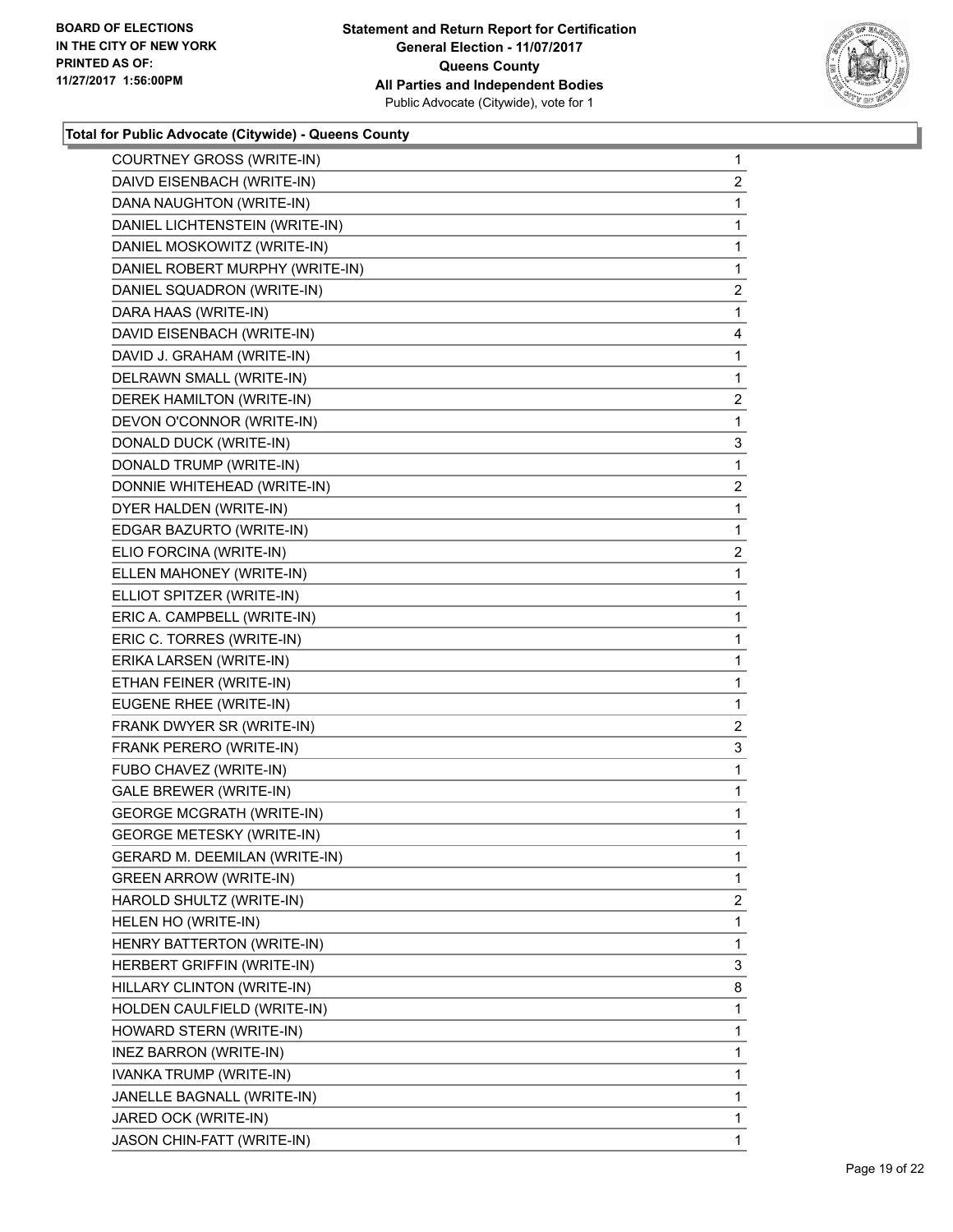**BOARD OF ELECTIONS IN THE CITY OF NEW YORK PRINTED AS OF: 11/27/2017 1:56:00PM**

**Statement and Return Report for Certification**
**General Election - 11/07/2017**
**Queens County**
**All Parties and Independent Bodies**
Public Advocate (Citywide), vote for 1

**Total for Public Advocate (Citywide) - Queens County**

| Candidate | Votes |
|---|---|
| COURTNEY GROSS (WRITE-IN) | 1 |
| DAIVD EISENBACH (WRITE-IN) | 2 |
| DANA NAUGHTON (WRITE-IN) | 1 |
| DANIEL LICHTENSTEIN (WRITE-IN) | 1 |
| DANIEL MOSKOWITZ (WRITE-IN) | 1 |
| DANIEL ROBERT MURPHY (WRITE-IN) | 1 |
| DANIEL SQUADRON (WRITE-IN) | 2 |
| DARA HAAS (WRITE-IN) | 1 |
| DAVID EISENBACH (WRITE-IN) | 4 |
| DAVID J. GRAHAM (WRITE-IN) | 1 |
| DELRAWN SMALL (WRITE-IN) | 1 |
| DEREK HAMILTON (WRITE-IN) | 2 |
| DEVON O'CONNOR (WRITE-IN) | 1 |
| DONALD DUCK (WRITE-IN) | 3 |
| DONALD TRUMP (WRITE-IN) | 1 |
| DONNIE WHITEHEAD (WRITE-IN) | 2 |
| DYER HALDEN (WRITE-IN) | 1 |
| EDGAR BAZURTO (WRITE-IN) | 1 |
| ELIO FORCINA (WRITE-IN) | 2 |
| ELLEN MAHONEY (WRITE-IN) | 1 |
| ELLIOT SPITZER (WRITE-IN) | 1 |
| ERIC A. CAMPBELL (WRITE-IN) | 1 |
| ERIC C. TORRES (WRITE-IN) | 1 |
| ERIKA LARSEN (WRITE-IN) | 1 |
| ETHAN FEINER (WRITE-IN) | 1 |
| EUGENE RHEE (WRITE-IN) | 1 |
| FRANK DWYER SR (WRITE-IN) | 2 |
| FRANK PERERO (WRITE-IN) | 3 |
| FUBO CHAVEZ (WRITE-IN) | 1 |
| GALE BREWER (WRITE-IN) | 1 |
| GEORGE MCGRATH (WRITE-IN) | 1 |
| GEORGE METESKY (WRITE-IN) | 1 |
| GERARD M. DEEMILAN (WRITE-IN) | 1 |
| GREEN ARROW (WRITE-IN) | 1 |
| HAROLD SHULTZ (WRITE-IN) | 2 |
| HELEN HO (WRITE-IN) | 1 |
| HENRY BATTERTON (WRITE-IN) | 1 |
| HERBERT GRIFFIN (WRITE-IN) | 3 |
| HILLARY CLINTON (WRITE-IN) | 8 |
| HOLDEN CAULFIELD (WRITE-IN) | 1 |
| HOWARD STERN (WRITE-IN) | 1 |
| INEZ BARRON (WRITE-IN) | 1 |
| IVANKA TRUMP (WRITE-IN) | 1 |
| JANELLE BAGNALL (WRITE-IN) | 1 |
| JARED OCK (WRITE-IN) | 1 |
| JASON CHIN-FATT (WRITE-IN) | 1 |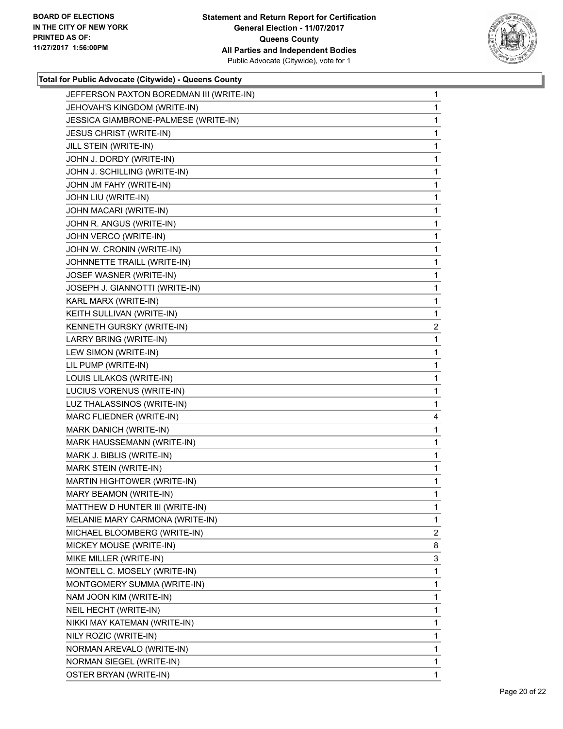**BOARD OF ELECTIONS IN THE CITY OF NEW YORK PRINTED AS OF: 11/27/2017 1:56:00PM**

**Statement and Return Report for Certification**
**General Election - 11/07/2017**
**Queens County**
**All Parties and Independent Bodies**
Public Advocate (Citywide), vote for 1

**Total for Public Advocate (Citywide) - Queens County**

| | |
|---|---|
| JEFFERSON PAXTON BOREDMAN III (WRITE-IN) | 1 |
| JEHOVAH'S KINGDOM (WRITE-IN) | 1 |
| JESSICA GIAMBRONE-PALMESE (WRITE-IN) | 1 |
| JESUS CHRIST (WRITE-IN) | 1 |
| JILL STEIN (WRITE-IN) | 1 |
| JOHN J. DORDY (WRITE-IN) | 1 |
| JOHN J. SCHILLING (WRITE-IN) | 1 |
| JOHN JM FAHY (WRITE-IN) | 1 |
| JOHN LIU (WRITE-IN) | 1 |
| JOHN MACARI (WRITE-IN) | 1 |
| JOHN R. ANGUS (WRITE-IN) | 1 |
| JOHN VERCO (WRITE-IN) | 1 |
| JOHN W. CRONIN (WRITE-IN) | 1 |
| JOHNNETTE TRAILL (WRITE-IN) | 1 |
| JOSEF WASNER (WRITE-IN) | 1 |
| JOSEPH J. GIANNOTTI (WRITE-IN) | 1 |
| KARL MARX (WRITE-IN) | 1 |
| KEITH SULLIVAN (WRITE-IN) | 1 |
| KENNETH GURSKY (WRITE-IN) | 2 |
| LARRY BRING (WRITE-IN) | 1 |
| LEW SIMON (WRITE-IN) | 1 |
| LIL PUMP (WRITE-IN) | 1 |
| LOUIS LILAKOS (WRITE-IN) | 1 |
| LUCIUS VORENUS (WRITE-IN) | 1 |
| LUZ THALASSINOS (WRITE-IN) | 1 |
| MARC FLIEDNER (WRITE-IN) | 4 |
| MARK DANICH (WRITE-IN) | 1 |
| MARK HAUSSEMANN (WRITE-IN) | 1 |
| MARK J. BIBLIS (WRITE-IN) | 1 |
| MARK STEIN (WRITE-IN) | 1 |
| MARTIN HIGHTOWER (WRITE-IN) | 1 |
| MARY BEAMON (WRITE-IN) | 1 |
| MATTHEW D HUNTER III (WRITE-IN) | 1 |
| MELANIE MARY CARMONA (WRITE-IN) | 1 |
| MICHAEL BLOOMBERG (WRITE-IN) | 2 |
| MICKEY MOUSE (WRITE-IN) | 8 |
| MIKE MILLER (WRITE-IN) | 3 |
| MONTELL C. MOSELY (WRITE-IN) | 1 |
| MONTGOMERY SUMMA (WRITE-IN) | 1 |
| NAM JOON KIM (WRITE-IN) | 1 |
| NEIL HECHT (WRITE-IN) | 1 |
| NIKKI MAY KATEMAN (WRITE-IN) | 1 |
| NILY ROZIC (WRITE-IN) | 1 |
| NORMAN AREVALO (WRITE-IN) | 1 |
| NORMAN SIEGEL (WRITE-IN) | 1 |
| OSTER BRYAN (WRITE-IN) | 1 |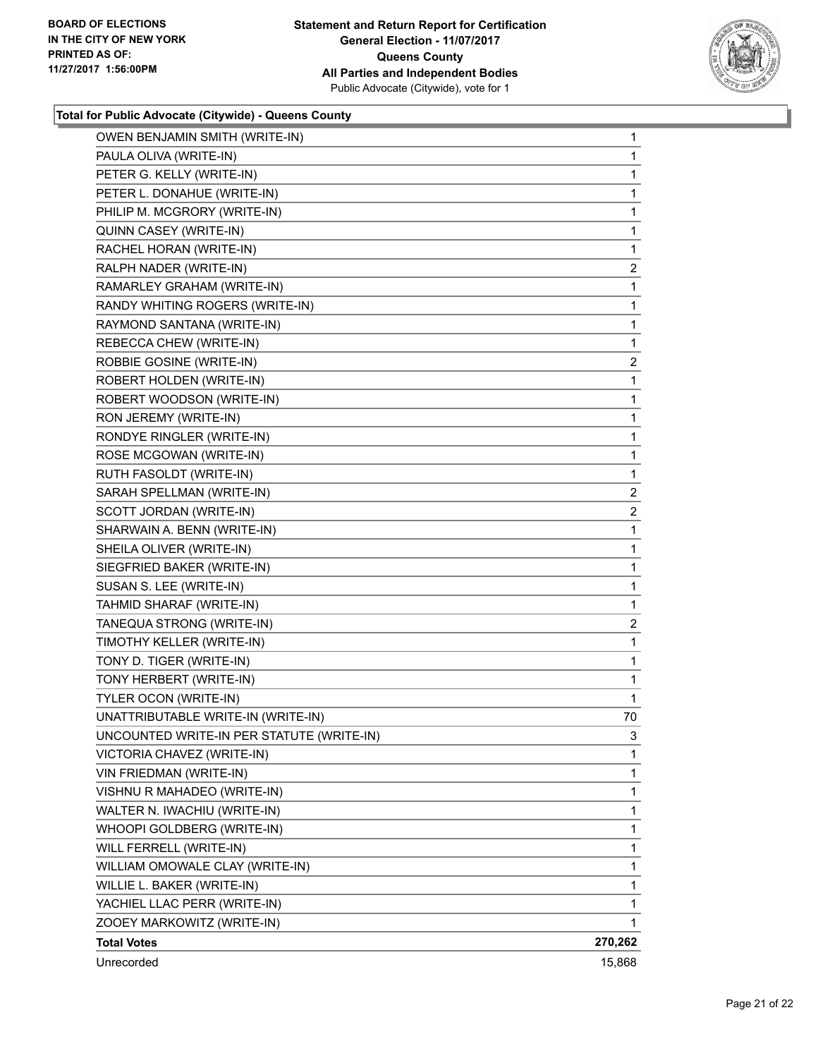**BOARD OF ELECTIONS IN THE CITY OF NEW YORK PRINTED AS OF: 11/27/2017 1:56:00PM**

**Statement and Return Report for Certification**
**General Election - 11/07/2017**
**Queens County**
**All Parties and Independent Bodies**
Public Advocate (Citywide), vote for 1

### Total for Public Advocate (Citywide) - Queens County

| | |
|---|---|
| OWEN BENJAMIN SMITH (WRITE-IN) | 1 |
| PAULA OLIVA (WRITE-IN) | 1 |
| PETER G. KELLY (WRITE-IN) | 1 |
| PETER L. DONAHUE (WRITE-IN) | 1 |
| PHILIP M. MCGRORY (WRITE-IN) | 1 |
| QUINN CASEY (WRITE-IN) | 1 |
| RACHEL HORAN (WRITE-IN) | 1 |
| RALPH NADER (WRITE-IN) | 2 |
| RAMARLEY GRAHAM (WRITE-IN) | 1 |
| RANDY WHITING ROGERS (WRITE-IN) | 1 |
| RAYMOND SANTANA (WRITE-IN) | 1 |
| REBECCA CHEW (WRITE-IN) | 1 |
| ROBBIE GOSINE (WRITE-IN) | 2 |
| ROBERT HOLDEN (WRITE-IN) | 1 |
| ROBERT WOODSON (WRITE-IN) | 1 |
| RON JEREMY (WRITE-IN) | 1 |
| RONDYE RINGLER (WRITE-IN) | 1 |
| ROSE MCGOWAN (WRITE-IN) | 1 |
| RUTH FASOLDT (WRITE-IN) | 1 |
| SARAH SPELLMAN (WRITE-IN) | 2 |
| SCOTT JORDAN (WRITE-IN) | 2 |
| SHARWAIN A. BENN (WRITE-IN) | 1 |
| SHEILA OLIVER (WRITE-IN) | 1 |
| SIEGFRIED BAKER (WRITE-IN) | 1 |
| SUSAN S. LEE (WRITE-IN) | 1 |
| TAHMID SHARAF (WRITE-IN) | 1 |
| TANEQUA STRONG (WRITE-IN) | 2 |
| TIMOTHY KELLER (WRITE-IN) | 1 |
| TONY D. TIGER (WRITE-IN) | 1 |
| TONY HERBERT (WRITE-IN) | 1 |
| TYLER OCON (WRITE-IN) | 1 |
| UNATTRIBUTABLE WRITE-IN (WRITE-IN) | 70 |
| UNCOUNTED WRITE-IN PER STATUTE (WRITE-IN) | 3 |
| VICTORIA CHAVEZ (WRITE-IN) | 1 |
| VIN FRIEDMAN (WRITE-IN) | 1 |
| VISHNU R MAHADEO (WRITE-IN) | 1 |
| WALTER N. IWACHIU (WRITE-IN) | 1 |
| WHOOPI GOLDBERG (WRITE-IN) | 1 |
| WILL FERRELL (WRITE-IN) | 1 |
| WILLIAM OMOWALE CLAY (WRITE-IN) | 1 |
| WILLIE L. BAKER (WRITE-IN) | 1 |
| YACHIEL LLAC PERR (WRITE-IN) | 1 |
| ZOOEY MARKOWITZ (WRITE-IN) | 1 |
| **Total Votes** | **270,262** |
| Unrecorded | 15,868 |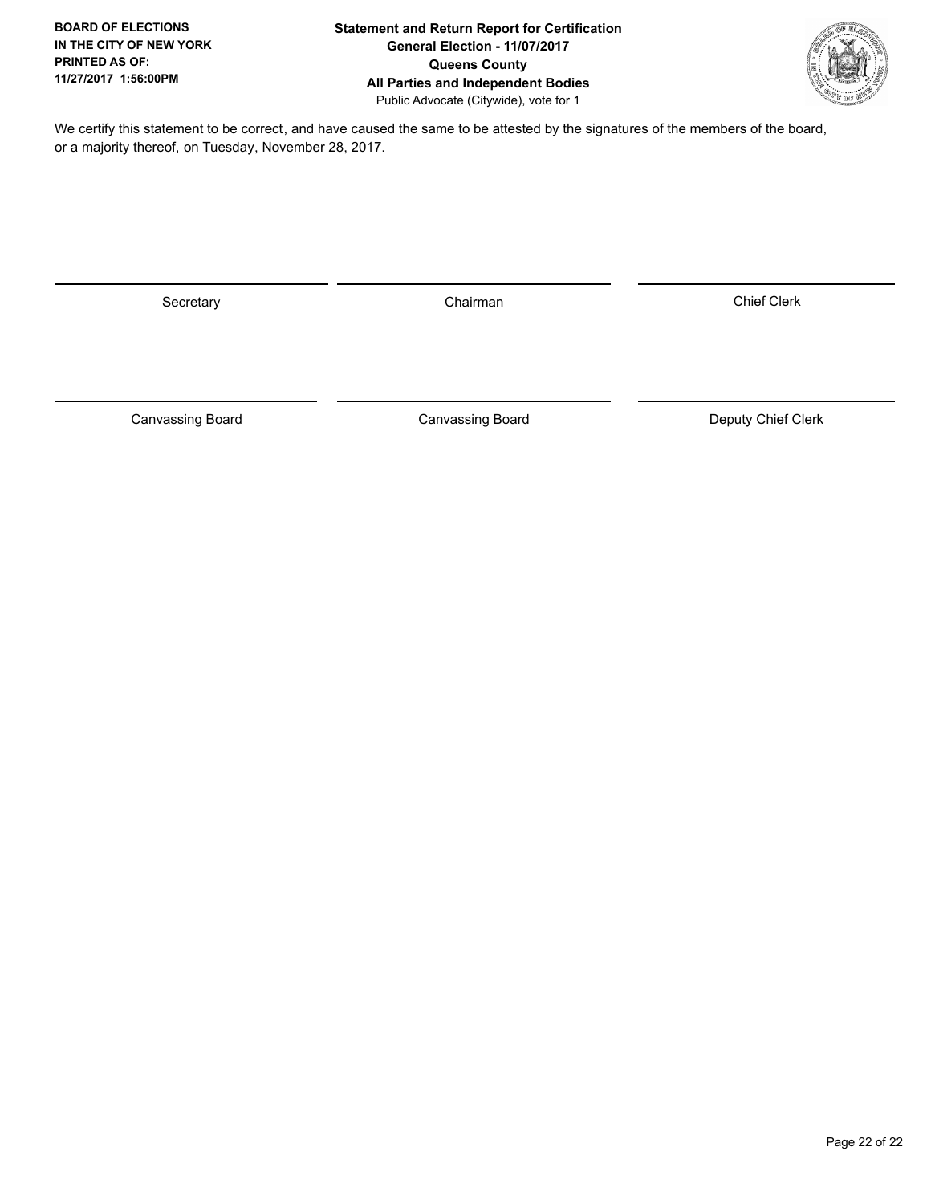We certify this statement to be correct, and have caused the same to be attested by the signatures of the members of the board, or a majority thereof, on Tuesday, November 28, 2017.

| | | |
|---|---|---|
| Secretary | Chairman | Chief Clerk |
| Canvassing Board | Canvassing Board | Deputy Chief Clerk |